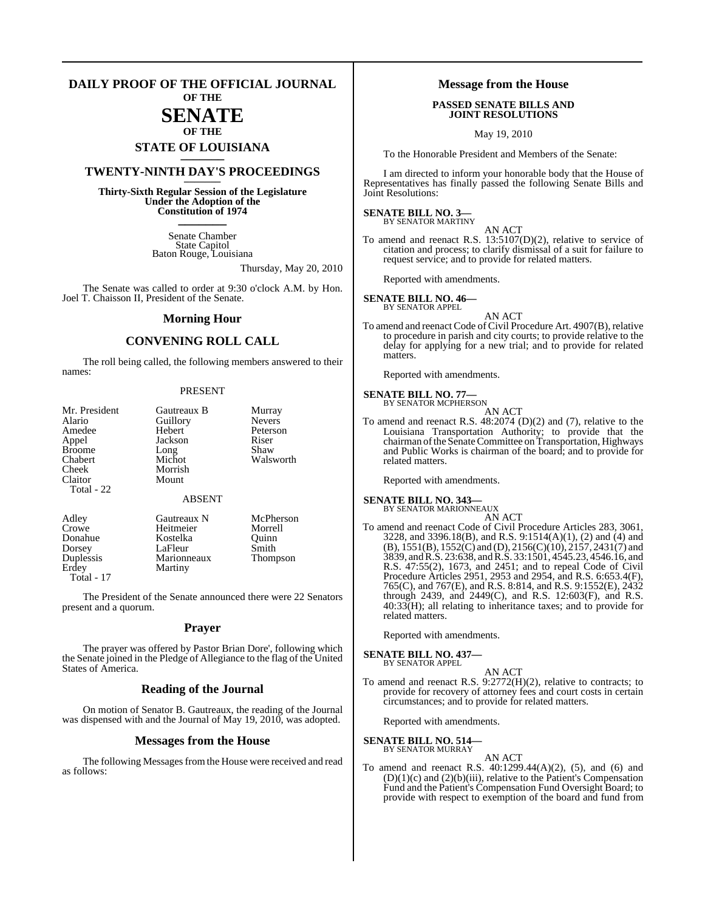# DAILY PROOF OF THE OFFICIAL JOURNAL OF THE SENATE OF THE STATE OF LOUISIANA

## TWENTY-NINTH DAY'S PROCEEDINGS

**Thirty-Sixth Regular Session of the Legislature Under the Adoption of the Constitution of 1974**

Senate Chamber
State Capitol
Baton Rouge, Louisiana

Thursday, May 20, 2010

The Senate was called to order at 9:30 o'clock A.M. by Hon. Joel T. Chaisson II, President of the Senate.

## Morning Hour

## CONVENING ROLL CALL

The roll being called, the following members answered to their names:

PRESENT

| | | |
|---|---|---|
| Mr. President | Gautreaux B | Murray |
| Alario | Guillory | Nevers |
| Amedee | Hebert | Peterson |
| Appel | Jackson | Riser |
| Broome | Long | Shaw |
| Chabert | Michot | Walsworth |
| Cheek | Morrish | |
| Claitor | Mount | |

Total - 22

ABSENT

| | | |
|---|---|---|
| Adley | Gautreaux N | McPherson |
| Crowe | Heitmeier | Morrell |
| Donahue | Kostelka | Quinn |
| Dorsey | LaFleur | Smith |
| Duplessis | Marionneaux | Thompson |
| Erdey | Martiny | |

Total - 17

The President of the Senate announced there were 22 Senators present and a quorum.

## Prayer

The prayer was offered by Pastor Brian Dore', following which the Senate joined in the Pledge of Allegiance to the flag of the United States of America.

## Reading of the Journal

On motion of Senator B. Gautreaux, the reading of the Journal was dispensed with and the Journal of May 19, 2010, was adopted.

## Messages from the House

The following Messages from the House were received and read as follows:

## Message from the House

**PASSED SENATE BILLS AND JOINT RESOLUTIONS**

May 19, 2010

To the Honorable President and Members of the Senate:

I am directed to inform your honorable body that the House of Representatives has finally passed the following Senate Bills and Joint Resolutions:

**SENATE BILL NO. 3—**
BY SENATOR MARTINY

AN ACT

To amend and reenact R.S. 13:5107(D)(2), relative to service of citation and process; to clarify dismissal of a suit for failure to request service; and to provide for related matters.

Reported with amendments.

**SENATE BILL NO. 46—**
BY SENATOR APPEL

AN ACT

To amend and reenact Code of Civil Procedure Art. 4907(B), relative to procedure in parish and city courts; to provide relative to the delay for applying for a new trial; and to provide for related matters.

Reported with amendments.

**SENATE BILL NO. 77—**
BY SENATOR MCPHERSON

AN ACT

To amend and reenact R.S. 48:2074 (D)(2) and (7), relative to the Louisiana Transportation Authority; to provide that the chairman of the Senate Committee on Transportation, Highways and Public Works is chairman of the board; and to provide for related matters.

Reported with amendments.

**SENATE BILL NO. 343—**
BY SENATOR MARIONNEAUX

AN ACT

To amend and reenact Code of Civil Procedure Articles 283, 3061, 3228, and 3396.18(B), and R.S. 9:1514(A)(1), (2) and (4) and (B), 1551(B), 1552(C) and (D), 2156(C)(10), 2157, 2431(7) and 3839, and R.S. 23:638, and R.S. 33:1501, 4545.23, 4546.16, and R.S. 47:55(2), 1673, and 2451; and to repeal Code of Civil Procedure Articles 2951, 2953 and 2954, and R.S. 6:653.4(F), 765(C), and 767(E), and R.S. 8:814, and R.S. 9:1552(E), 2432 through 2439, and 2449(C), and R.S. 12:603(F), and R.S. 40:33(H); all relating to inheritance taxes; and to provide for related matters.

Reported with amendments.

**SENATE BILL NO. 437—**
BY SENATOR APPEL

AN ACT

To amend and reenact R.S. 9:2772(H)(2), relative to contracts; to provide for recovery of attorney fees and court costs in certain circumstances; and to provide for related matters.

Reported with amendments.

**SENATE BILL NO. 514—**
BY SENATOR MURRAY

AN ACT

To amend and reenact R.S. 40:1299.44(A)(2), (5), and (6) and (D)(1)(c) and (2)(b)(iii), relative to the Patient's Compensation Fund and the Patient's Compensation Fund Oversight Board; to provide with respect to exemption of the board and fund from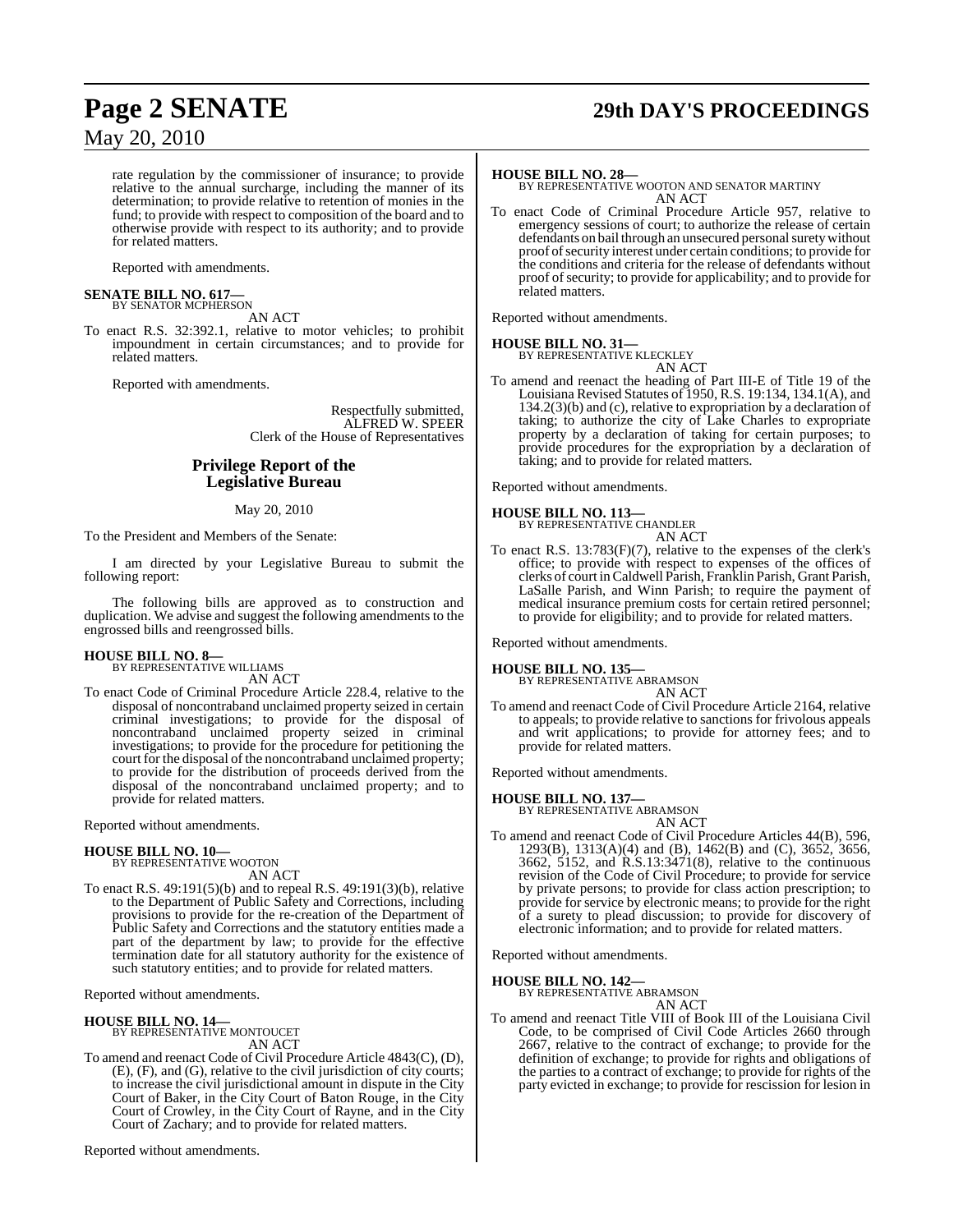rate regulation by the commissioner of insurance; to provide relative to the annual surcharge, including the manner of its determination; to provide relative to retention of monies in the fund; to provide with respect to composition of the board and to otherwise provide with respect to its authority; and to provide for related matters.

Reported with amendments.

**SENATE BILL NO. 617—**
BY SENATOR MCPHERSON

AN ACT

To enact R.S. 32:392.1, relative to motor vehicles; to prohibit impoundment in certain circumstances; and to provide for related matters.

Reported with amendments.

Respectfully submitted,
ALFRED W. SPEER
Clerk of the House of Representatives

## Privilege Report of the Legislative Bureau

May 20, 2010

To the President and Members of the Senate:

I am directed by your Legislative Bureau to submit the following report:

The following bills are approved as to construction and duplication. We advise and suggest the following amendments to the engrossed bills and reengrossed bills.

**HOUSE BILL NO. 8—**
BY REPRESENTATIVE WILLIAMS

AN ACT

To enact Code of Criminal Procedure Article 228.4, relative to the disposal of noncontraband unclaimed property seized in certain criminal investigations; to provide for the disposal of noncontraband unclaimed property seized in criminal investigations; to provide for the procedure for petitioning the court for the disposal of the noncontraband unclaimed property; to provide for the distribution of proceeds derived from the disposal of the noncontraband unclaimed property; and to provide for related matters.

Reported without amendments.

**HOUSE BILL NO. 10—**
BY REPRESENTATIVE WOOTON

AN ACT

To enact R.S. 49:191(5)(b) and to repeal R.S. 49:191(3)(b), relative to the Department of Public Safety and Corrections, including provisions to provide for the re-creation of the Department of Public Safety and Corrections and the statutory entities made a part of the department by law; to provide for the effective termination date for all statutory authority for the existence of such statutory entities; and to provide for related matters.

Reported without amendments.

**HOUSE BILL NO. 14—**
BY REPRESENTATIVE MONTOUCET

AN ACT

To amend and reenact Code of Civil Procedure Article 4843(C), (D), (E), (F), and (G), relative to the civil jurisdiction of city courts; to increase the civil jurisdictional amount in dispute in the City Court of Baker, in the City Court of Baton Rouge, in the City Court of Crowley, in the City Court of Rayne, and in the City Court of Zachary; and to provide for related matters.

Reported without amendments.

**HOUSE BILL NO. 28—**
BY REPRESENTATIVE WOOTON AND SENATOR MARTINY

AN ACT

To enact Code of Criminal Procedure Article 957, relative to emergency sessions of court; to authorize the release of certain defendants on bail through an unsecured personal surety without proof of security interest under certain conditions; to provide for the conditions and criteria for the release of defendants without proof of security; to provide for applicability; and to provide for related matters.

Reported without amendments.

**HOUSE BILL NO. 31—**
BY REPRESENTATIVE KLECKLEY

AN ACT

To amend and reenact the heading of Part III-E of Title 19 of the Louisiana Revised Statutes of 1950, R.S. 19:134, 134.1(A), and 134.2(3)(b) and (c), relative to expropriation by a declaration of taking; to authorize the city of Lake Charles to expropriate property by a declaration of taking for certain purposes; to provide procedures for the expropriation by a declaration of taking; and to provide for related matters.

Reported without amendments.

**HOUSE BILL NO. 113—**
BY REPRESENTATIVE CHANDLER

AN ACT

To enact R.S. 13:783(F)(7), relative to the expenses of the clerk's office; to provide with respect to expenses of the offices of clerks of court in Caldwell Parish, Franklin Parish, Grant Parish, LaSalle Parish, and Winn Parish; to require the payment of medical insurance premium costs for certain retired personnel; to provide for eligibility; and to provide for related matters.

Reported without amendments.

**HOUSE BILL NO. 135—**
BY REPRESENTATIVE ABRAMSON

AN ACT

To amend and reenact Code of Civil Procedure Article 2164, relative to appeals; to provide relative to sanctions for frivolous appeals and writ applications; to provide for attorney fees; and to provide for related matters.

Reported without amendments.

**HOUSE BILL NO. 137—**
BY REPRESENTATIVE ABRAMSON

AN ACT

To amend and reenact Code of Civil Procedure Articles 44(B), 596, 1293(B), 1313(A)(4) and (B), 1462(B) and (C), 3652, 3656, 3662, 5152, and R.S.13:3471(8), relative to the continuous revision of the Code of Civil Procedure; to provide for service by private persons; to provide for class action prescription; to provide for service by electronic means; to provide for the right of a surety to plead discussion; to provide for discovery of electronic information; and to provide for related matters.

Reported without amendments.

**HOUSE BILL NO. 142—**
BY REPRESENTATIVE ABRAMSON

AN ACT

To amend and reenact Title VIII of Book III of the Louisiana Civil Code, to be comprised of Civil Code Articles 2660 through 2667, relative to the contract of exchange; to provide for the definition of exchange; to provide for rights and obligations of the parties to a contract of exchange; to provide for rights of the party evicted in exchange; to provide for rescission for lesion in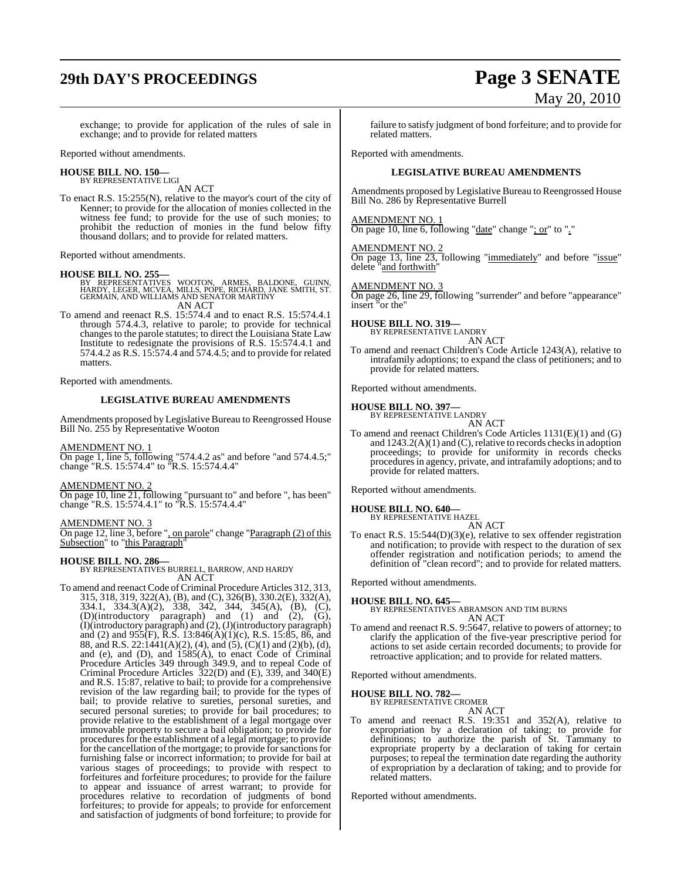exchange; to provide for application of the rules of sale in exchange; and to provide for related matters

Reported without amendments.

**HOUSE BILL NO. 150—**
BY REPRESENTATIVE LIGI
AN ACT

To enact R.S. 15:255(N), relative to the mayor's court of the city of Kenner; to provide for the allocation of monies collected in the witness fee fund; to provide for the use of such monies; to prohibit the reduction of monies in the fund below fifty thousand dollars; and to provide for related matters.

Reported without amendments.

**HOUSE BILL NO. 255—**
BY REPRESENTATIVES WOOTON, ARMES, BALDONE, GUINN, HARDY, LEGER, MCVEA, MILLS, POPE, RICHARD, JANE SMITH, ST. GERMAIN, AND WILLIAMS AND SENATOR MARTINY
AN ACT

To amend and reenact R.S. 15:574.4 and to enact R.S. 15:574.4.1 through 574.4.3, relative to parole; to provide for technical changes to the parole statutes; to direct the Louisiana State Law Institute to redesignate the provisions of R.S. 15:574.4.1 and 574.4.2 as R.S. 15:574.4 and 574.4.5; and to provide for related matters.

Reported with amendments.

**LEGISLATIVE BUREAU AMENDMENTS**

Amendments proposed by Legislative Bureau to Reengrossed House Bill No. 255 by Representative Wooton

AMENDMENT NO. 1
On page 1, line 5, following "574.4.2 as" and before "and 574.4.5;" change "R.S. 15:574.4" to "R.S. 15:574.4.4"

AMENDMENT NO. 2
On page 10, line 21, following "pursuant to" and before ", has been" change "R.S. 15:574.4.1" to "R.S. 15:574.4.4"

AMENDMENT NO. 3
On page 12, line 3, before ", on parole" change "Paragraph (2) of this Subsection" to "this Paragraph"

**HOUSE BILL NO. 286—**
BY REPRESENTATIVES BURRELL, BARROW, AND HARDY
AN ACT

To amend and reenact Code of Criminal Procedure Articles 312, 313, 315, 318, 319, 322(A), (B), and (C), 326(B), 330.2(E), 332(A), 334.1, 334.3(A)(2), 338, 342, 344, 345(A), (B), (C), (D)(introductory paragraph) and (1) and (2), (G), (I)(introductory paragraph) and (2), (J)(introductory paragraph) and (2) and 955(F), R.S. 13:846(A)(1)(c), R.S. 15:85, 86, and 88, and R.S. 22:1441(A)(2), (4), and (5), (C)(1) and (2)(b), (d), and (e), and (D), and 1585(A), to enact Code of Criminal Procedure Articles 349 through 349.9, and to repeal Code of Criminal Procedure Articles 322(D) and (E), 339, and 340(E) and R.S. 15:87, relative to bail; to provide for a comprehensive revision of the law regarding bail; to provide for the types of bail; to provide relative to sureties, personal sureties, and secured personal sureties; to provide for bail procedures; to provide relative to the establishment of a legal mortgage over immovable property to secure a bail obligation; to provide for procedures for the establishment of a legal mortgage; to provide for the cancellation of the mortgage; to provide for sanctions for furnishing false or incorrect information; to provide for bail at various stages of proceedings; to provide with respect to forfeitures and forfeiture procedures; to provide for the failure to appear and issuance of arrest warrant; to provide for procedures relative to recordation of judgments of bond forfeitures; to provide for appeals; to provide for enforcement and satisfaction of judgments of bond forfeiture; to provide for failure to satisfy judgment of bond forfeiture; and to provide for related matters.

Reported with amendments.

**LEGISLATIVE BUREAU AMENDMENTS**

Amendments proposed by Legislative Bureau to Reengrossed House Bill No. 286 by Representative Burrell

AMENDMENT NO. 1
On page 10, line 6, following "date" change "; or" to "."

AMENDMENT NO. 2
On page 13, line 23, following "immediately" and before "issue" delete "and forthwith"

AMENDMENT NO. 3
On page 26, line 29, following "surrender" and before "appearance" insert "or the"

**HOUSE BILL NO. 319—**
BY REPRESENTATIVE LANDRY
AN ACT

To amend and reenact Children's Code Article 1243(A), relative to intrafamily adoptions; to expand the class of petitioners; and to provide for related matters.

Reported without amendments.

**HOUSE BILL NO. 397—**
BY REPRESENTATIVE LANDRY
AN ACT

To amend and reenact Children's Code Articles 1131(E)(1) and (G) and 1243.2(A)(1) and (C), relative to records checks in adoption proceedings; to provide for uniformity in records checks procedures in agency, private, and intrafamily adoptions; and to provide for related matters.

Reported without amendments.

**HOUSE BILL NO. 640—**
BY REPRESENTATIVE HAZEL
AN ACT

To enact R.S. 15:544(D)(3)(e), relative to sex offender registration and notification; to provide with respect to the duration of sex offender registration and notification periods; to amend the definition of "clean record"; and to provide for related matters.

Reported without amendments.

**HOUSE BILL NO. 645—**
BY REPRESENTATIVES ABRAMSON AND TIM BURNS
AN ACT

To amend and reenact R.S. 9:5647, relative to powers of attorney; to clarify the application of the five-year prescriptive period for actions to set aside certain recorded documents; to provide for retroactive application; and to provide for related matters.

Reported without amendments.

**HOUSE BILL NO. 782—**
BY REPRESENTATIVE CROMER
AN ACT

To amend and reenact R.S. 19:351 and 352(A), relative to expropriation by a declaration of taking; to provide for definitions; to authorize the parish of St. Tammany to expropriate property by a declaration of taking for certain purposes; to repeal the termination date regarding the authority of expropriation by a declaration of taking; and to provide for related matters.

Reported without amendments.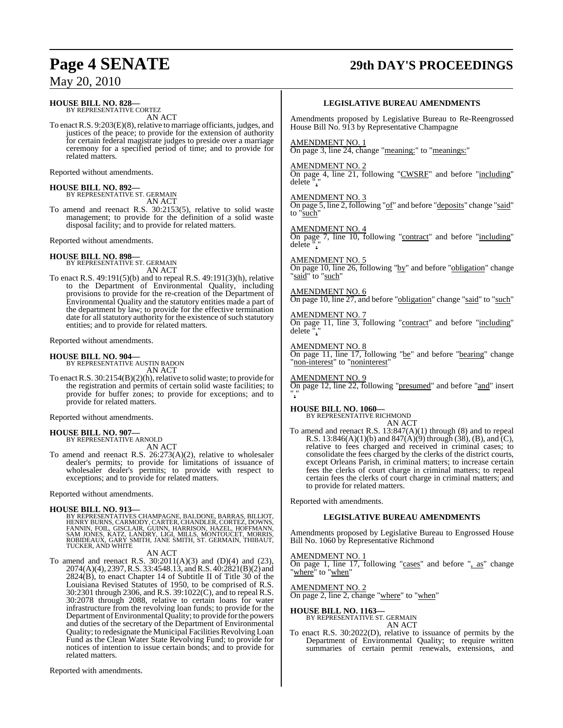**HOUSE BILL NO. 828—**
BY REPRESENTATIVE CORTEZ

AN ACT

To enact R.S. 9:203(E)(8), relative to marriage officiants, judges, and justices of the peace; to provide for the extension of authority for certain federal magistrate judges to preside over a marriage ceremony for a specified period of time; and to provide for related matters.

Reported without amendments.

**HOUSE BILL NO. 892—**
BY REPRESENTATIVE ST. GERMAIN

AN ACT

To amend and reenact R.S. 30:2153(5), relative to solid waste management; to provide for the definition of a solid waste disposal facility; and to provide for related matters.

Reported without amendments.

**HOUSE BILL NO. 898—**
BY REPRESENTATIVE ST. GERMAIN

AN ACT

To enact R.S. 49:191(5)(b) and to repeal R.S. 49:191(3)(h), relative to the Department of Environmental Quality, including provisions to provide for the re-creation of the Department of Environmental Quality and the statutory entities made a part of the department by law; to provide for the effective termination date for all statutory authority for the existence of such statutory entities; and to provide for related matters.

Reported without amendments.

**HOUSE BILL NO. 904—**
BY REPRESENTATIVE AUSTIN BADON

AN ACT

To enact R.S. 30:2154(B)(2)(h), relative to solid waste; to provide for the registration and permits of certain solid waste facilities; to provide for buffer zones; to provide for exceptions; and to provide for related matters.

Reported without amendments.

**HOUSE BILL NO. 907—**
BY REPRESENTATIVE ARNOLD

AN ACT

To amend and reenact R.S. 26:273(A)(2), relative to wholesaler dealer's permits; to provide for limitations of issuance of wholesaler dealer's permits; to provide with respect to exceptions; and to provide for related matters.

Reported without amendments.

**HOUSE BILL NO. 913—**
BY REPRESENTATIVES CHAMPAGNE, BALDONE, BARRAS, BILLIOT, HENRY BURNS, CARMODY, CARTER, CHANDLER, CORTEZ, DOWNS, FANNIN, FOIL, GISCLAIR, GUINN, HARRISON, HAZEL, HOFFMANN, SAM JONES, KATZ, LANDRY, LIGI, MILLS, MONTOUCET, MORRIS, ROBIDEAUX, GARY SMITH, JANE SMITH, ST. GERMAIN, THIBAUT, TUCKER, AND WHITE

AN ACT

To amend and reenact R.S. 30:2011(A)(3) and (D)(4) and (23), 2074(A)(4), 2397, R.S. 33:4548.13, and R.S. 40:2821(B)(2) and 2824(B), to enact Chapter 14 of Subtitle II of Title 30 of the Louisiana Revised Statutes of 1950, to be comprised of R.S. 30:2301 through 2306, and R.S. 39:1022(C), and to repeal R.S. 30:2078 through 2088, relative to certain loans for water infrastructure from the revolving loan funds; to provide for the Department of Environmental Quality; to provide for the powers and duties of the secretary of the Department of Environmental Quality; to redesignate the Municipal Facilities Revolving Loan Fund as the Clean Water State Revolving Fund; to provide for notices of intention to issue certain bonds; and to provide for related matters.

Reported with amendments.

**LEGISLATIVE BUREAU AMENDMENTS**

Amendments proposed by Legislative Bureau to Re-Reengrossed House Bill No. 913 by Representative Champagne

AMENDMENT NO. 1
On page 3, line 24, change "meaning:" to "meanings:"

AMENDMENT NO. 2
On page 4, line 21, following "CWSRF" and before "including" delete ","

AMENDMENT NO. 3
On page 5, line 2, following "of" and before "deposits" change "said" to "such"

AMENDMENT NO. 4
On page 7, line 10, following "contract" and before "including" delete ","

AMENDMENT NO. 5
On page 10, line 26, following "by" and before "obligation" change "said" to "such"

AMENDMENT NO. 6
On page 10, line 27, and before "obligation" change "said" to "such"

AMENDMENT NO. 7
On page 11, line 3, following "contract" and before "including" delete ","

AMENDMENT NO. 8
On page 11, line 17, following "be" and before "bearing" change "non-interest" to "noninterest"

AMENDMENT NO. 9
On page 12, line 22, following "presumed" and before "and" insert ","

**HOUSE BILL NO. 1060—**
BY REPRESENTATIVE RICHMOND

AN ACT

To amend and reenact R.S. 13:847(A)(1) through (8) and to repeal R.S. 13:846(A)(1)(b) and 847(A)(9) through (38), (B), and (C), relative to fees charged and received in criminal cases; to consolidate the fees charged by the clerks of the district courts, except Orleans Parish, in criminal matters; to increase certain fees the clerks of court charge in criminal matters; to repeal certain fees the clerks of court charge in criminal matters; and to provide for related matters.

Reported with amendments.

**LEGISLATIVE BUREAU AMENDMENTS**

Amendments proposed by Legislative Bureau to Engrossed House Bill No. 1060 by Representative Richmond

AMENDMENT NO. 1
On page 1, line 17, following "cases" and before ", as" change "where" to "when"

AMENDMENT NO. 2
On page 2, line 2, change "where" to "when"

**HOUSE BILL NO. 1163—**
BY REPRESENTATIVE ST. GERMAIN

AN ACT

To enact R.S. 30:2022(D), relative to issuance of permits by the Department of Environmental Quality; to require written summaries of certain permit renewals, extensions, and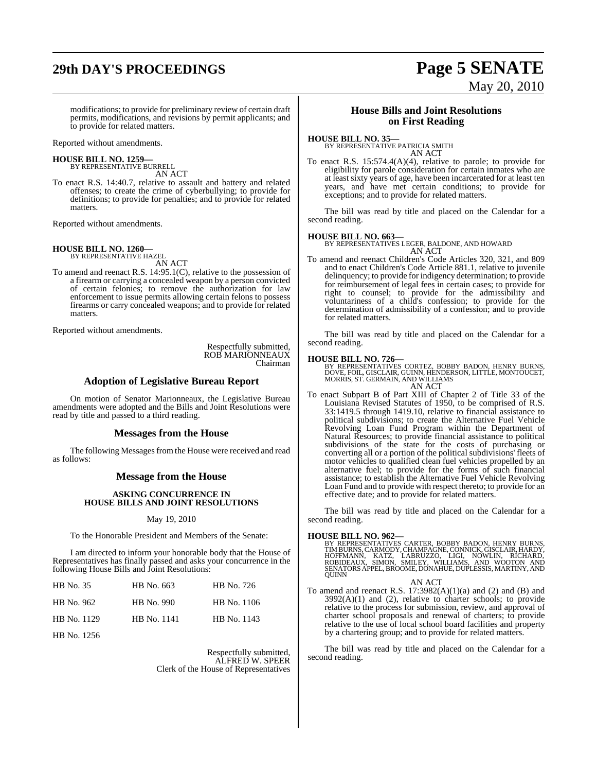modifications; to provide for preliminary review of certain draft permits, modifications, and revisions by permit applicants; and to provide for related matters.

Reported without amendments.

**HOUSE BILL NO. 1259—**
BY REPRESENTATIVE BURRELL
AN ACT

To enact R.S. 14:40.7, relative to assault and battery and related offenses; to create the crime of cyberbullying; to provide for definitions; to provide for penalties; and to provide for related matters.

Reported without amendments.

**HOUSE BILL NO. 1260—**
BY REPRESENTATIVE HAZEL
AN ACT

To amend and reenact R.S. 14:95.1(C), relative to the possession of a firearm or carrying a concealed weapon by a person convicted of certain felonies; to remove the authorization for law enforcement to issue permits allowing certain felons to possess firearms or carry concealed weapons; and to provide for related matters.

Reported without amendments.

Respectfully submitted,
ROB MARIONNEAUX
Chairman

## Adoption of Legislative Bureau Report

On motion of Senator Marionneaux, the Legislative Bureau amendments were adopted and the Bills and Joint Resolutions were read by title and passed to a third reading.

## Messages from the House

The following Messages from the House were received and read as follows:

## Message from the House

**ASKING CONCURRENCE IN HOUSE BILLS AND JOINT RESOLUTIONS**

May 19, 2010

To the Honorable President and Members of the Senate:

I am directed to inform your honorable body that the House of Representatives has finally passed and asks your concurrence in the following House Bills and Joint Resolutions:

| | | |
|---|---|---|
| HB No. 35 | HB No. 663 | HB No. 726 |
| HB No. 962 | HB No. 990 | HB No. 1106 |
| HB No. 1129 | HB No. 1141 | HB No. 1143 |
| HB No. 1256 | | |

Respectfully submitted,
ALFRED W. SPEER
Clerk of the House of Representatives

## House Bills and Joint Resolutions on First Reading

**HOUSE BILL NO. 35—**
BY REPRESENTATIVE PATRICIA SMITH
AN ACT

To enact R.S. 15:574.4(A)(4), relative to parole; to provide for eligibility for parole consideration for certain inmates who are at least sixty years of age, have been incarcerated for at least ten years, and have met certain conditions; to provide for exceptions; and to provide for related matters.

The bill was read by title and placed on the Calendar for a second reading.

**HOUSE BILL NO. 663—**
BY REPRESENTATIVES LEGER, BALDONE, AND HOWARD
AN ACT

To amend and reenact Children's Code Articles 320, 321, and 809 and to enact Children's Code Article 881.1, relative to juvenile delinquency; to provide for indigency determination; to provide for reimbursement of legal fees in certain cases; to provide for right to counsel; to provide for the admissibility and voluntariness of a child's confession; to provide for the determination of admissibility of a confession; and to provide for related matters.

The bill was read by title and placed on the Calendar for a second reading.

**HOUSE BILL NO. 726—**
BY REPRESENTATIVES CORTEZ, BOBBY BADON, HENRY BURNS, DOVE, FOIL, GISCLAIR, GUINN, HENDERSON, LITTLE, MONTOUCET, MORRIS, ST. GERMAIN, AND WILLIAMS
AN ACT

To enact Subpart B of Part XIII of Chapter 2 of Title 33 of the Louisiana Revised Statutes of 1950, to be comprised of R.S. 33:1419.5 through 1419.10, relative to financial assistance to political subdivisions; to create the Alternative Fuel Vehicle Revolving Loan Fund Program within the Department of Natural Resources; to provide financial assistance to political subdivisions of the state for the costs of purchasing or converting all or a portion of the political subdivisions' fleets of motor vehicles to qualified clean fuel vehicles propelled by an alternative fuel; to provide for the forms of such financial assistance; to establish the Alternative Fuel Vehicle Revolving Loan Fund and to provide with respect thereto; to provide for an effective date; and to provide for related matters.

The bill was read by title and placed on the Calendar for a second reading.

**HOUSE BILL NO. 962—**
BY REPRESENTATIVES CARTER, BOBBY BADON, HENRY BURNS, TIM BURNS, CARMODY, CHAMPAGNE, CONNICK, GISCLAIR, HARDY, HOFFMANN, KATZ, LABRUZZO, LIGI, NOWLIN, RICHARD, ROBIDEAUX, SIMON, SMILEY, WILLIAMS, AND WOOTON AND SENATORS APPEL, BROOME, DONAHUE, DUPLESSIS, MARTINY, AND QUINN
AN ACT

To amend and reenact R.S. 17:3982(A)(1)(a) and (2) and (B) and 3992(A)(1) and (2), relative to charter schools; to provide relative to the process for submission, review, and approval of charter school proposals and renewal of charters; to provide relative to the use of local school board facilities and property by a chartering group; and to provide for related matters.

The bill was read by title and placed on the Calendar for a second reading.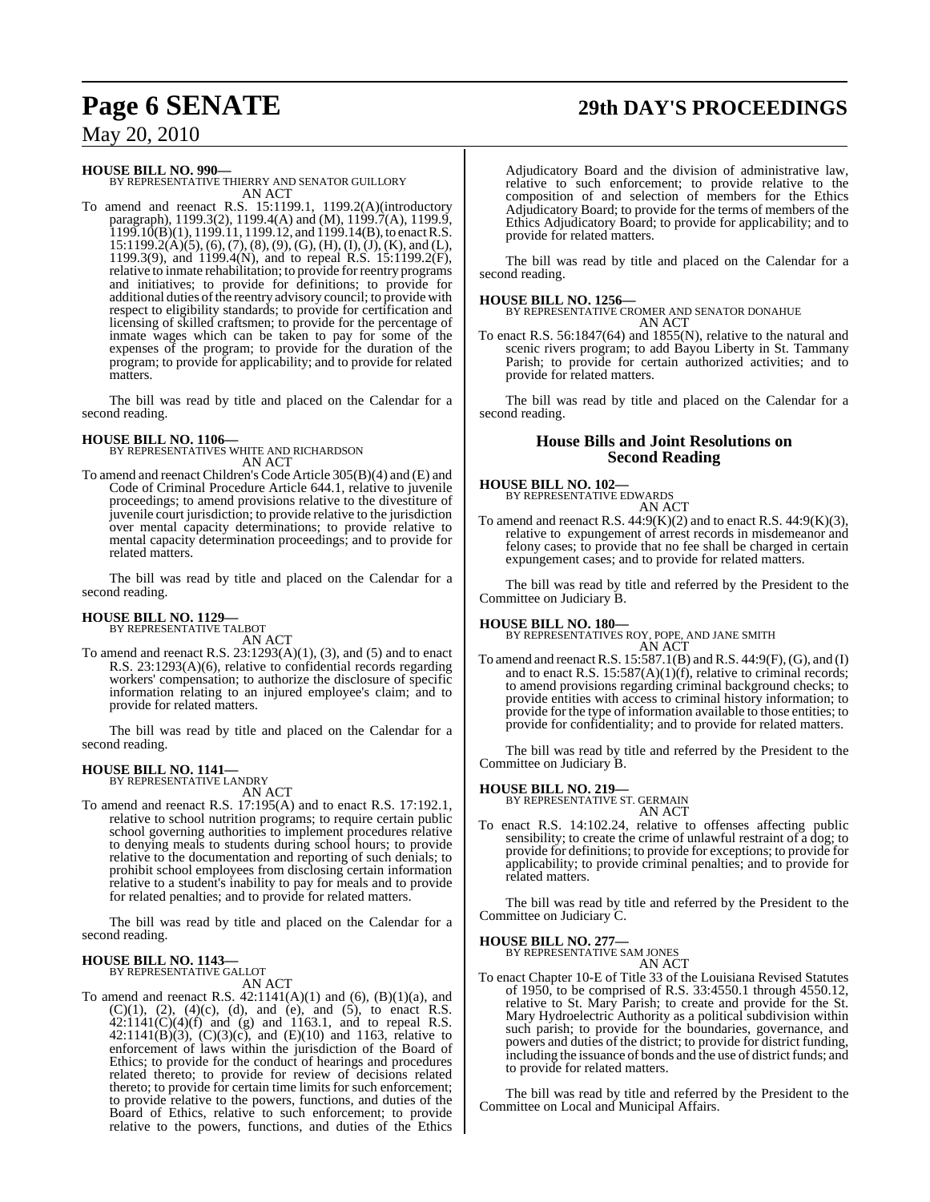**HOUSE BILL NO. 990—**
BY REPRESENTATIVE THIERRY AND SENATOR GUILLORY
AN ACT

To amend and reenact R.S. 15:1199.1, 1199.2(A)(introductory paragraph), 1199.3(2), 1199.4(A) and (M), 1199.7(A), 1199.9, 1199.10(B)(1), 1199.11, 1199.12, and 1199.14(B), to enact R.S. 15:1199.2(A)(5), (6), (7), (8), (9), (G), (H), (I), (J), (K), and (L), 1199.3(9), and 1199.4(N), and to repeal R.S. 15:1199.2(F), relative to inmate rehabilitation; to provide for reentry programs and initiatives; to provide for definitions; to provide for additional duties of the reentry advisory council; to provide with respect to eligibility standards; to provide for certification and licensing of skilled craftsmen; to provide for the percentage of inmate wages which can be taken to pay for some of the expenses of the program; to provide for the duration of the program; to provide for applicability; and to provide for related matters.

The bill was read by title and placed on the Calendar for a second reading.

**HOUSE BILL NO. 1106—**
BY REPRESENTATIVES WHITE AND RICHARDSON
AN ACT

To amend and reenact Children's Code Article 305(B)(4) and (E) and Code of Criminal Procedure Article 644.1, relative to juvenile proceedings; to amend provisions relative to the divestiture of juvenile court jurisdiction; to provide relative to the jurisdiction over mental capacity determinations; to provide relative to mental capacity determination proceedings; and to provide for related matters.

The bill was read by title and placed on the Calendar for a second reading.

**HOUSE BILL NO. 1129—**
BY REPRESENTATIVE TALBOT
AN ACT

To amend and reenact R.S. 23:1293(A)(1), (3), and (5) and to enact R.S. 23:1293(A)(6), relative to confidential records regarding workers' compensation; to authorize the disclosure of specific information relating to an injured employee's claim; and to provide for related matters.

The bill was read by title and placed on the Calendar for a second reading.

**HOUSE BILL NO. 1141—**
BY REPRESENTATIVE LANDRY
AN ACT

To amend and reenact R.S. 17:195(A) and to enact R.S. 17:192.1, relative to school nutrition programs; to require certain public school governing authorities to implement procedures relative to denying meals to students during school hours; to provide relative to the documentation and reporting of such denials; to prohibit school employees from disclosing certain information relative to a student's inability to pay for meals and to provide for related penalties; and to provide for related matters.

The bill was read by title and placed on the Calendar for a second reading.

**HOUSE BILL NO. 1143—**
BY REPRESENTATIVE GALLOT
AN ACT

To amend and reenact R.S. 42:1141(A)(1) and (6), (B)(1)(a), and (C)(1), (2), (4)(c), (d), and (e), and (5), to enact R.S. 42:1141(C)(4)(f) and (g) and 1163.1, and to repeal R.S. 42:1141(B)(3), (C)(3)(c), and (E)(10) and 1163, relative to enforcement of laws within the jurisdiction of the Board of Ethics; to provide for the conduct of hearings and procedures related thereto; to provide for review of decisions related thereto; to provide for certain time limits for such enforcement; to provide relative to the powers, functions, and duties of the Board of Ethics, relative to such enforcement; to provide relative to the powers, functions, and duties of the Ethics Adjudicatory Board and the division of administrative law, relative to such enforcement; to provide relative to the composition of and selection of members for the Ethics Adjudicatory Board; to provide for the terms of members of the Ethics Adjudicatory Board; to provide for applicability; and to provide for related matters.

The bill was read by title and placed on the Calendar for a second reading.

**HOUSE BILL NO. 1256—**
BY REPRESENTATIVE CROMER AND SENATOR DONAHUE
AN ACT

To enact R.S. 56:1847(64) and 1855(N), relative to the natural and scenic rivers program; to add Bayou Liberty in St. Tammany Parish; to provide for certain authorized activities; and to provide for related matters.

The bill was read by title and placed on the Calendar for a second reading.

## House Bills and Joint Resolutions on Second Reading

**HOUSE BILL NO. 102—**
BY REPRESENTATIVE EDWARDS
AN ACT

To amend and reenact R.S. 44:9(K)(2) and to enact R.S. 44:9(K)(3), relative to expungement of arrest records in misdemeanor and felony cases; to provide that no fee shall be charged in certain expungement cases; and to provide for related matters.

The bill was read by title and referred by the President to the Committee on Judiciary B.

**HOUSE BILL NO. 180—**
BY REPRESENTATIVES ROY, POPE, AND JANE SMITH
AN ACT

To amend and reenact R.S. 15:587.1(B) and R.S. 44:9(F), (G), and (I) and to enact R.S. 15:587(A)(1)(f), relative to criminal records; to amend provisions regarding criminal background checks; to provide entities with access to criminal history information; to provide for the type of information available to those entities; to provide for confidentiality; and to provide for related matters.

The bill was read by title and referred by the President to the Committee on Judiciary B.

**HOUSE BILL NO. 219—**
BY REPRESENTATIVE ST. GERMAIN
AN ACT

To enact R.S. 14:102.24, relative to offenses affecting public sensibility; to create the crime of unlawful restraint of a dog; to provide for definitions; to provide for exceptions; to provide for applicability; to provide criminal penalties; and to provide for related matters.

The bill was read by title and referred by the President to the Committee on Judiciary C.

**HOUSE BILL NO. 277—**
BY REPRESENTATIVE SAM JONES
AN ACT

To enact Chapter 10-E of Title 33 of the Louisiana Revised Statutes of 1950, to be comprised of R.S. 33:4550.1 through 4550.12, relative to St. Mary Parish; to create and provide for the St. Mary Hydroelectric Authority as a political subdivision within such parish; to provide for the boundaries, governance, and powers and duties of the district; to provide for district funding, including the issuance of bonds and the use of district funds; and to provide for related matters.

The bill was read by title and referred by the President to the Committee on Local and Municipal Affairs.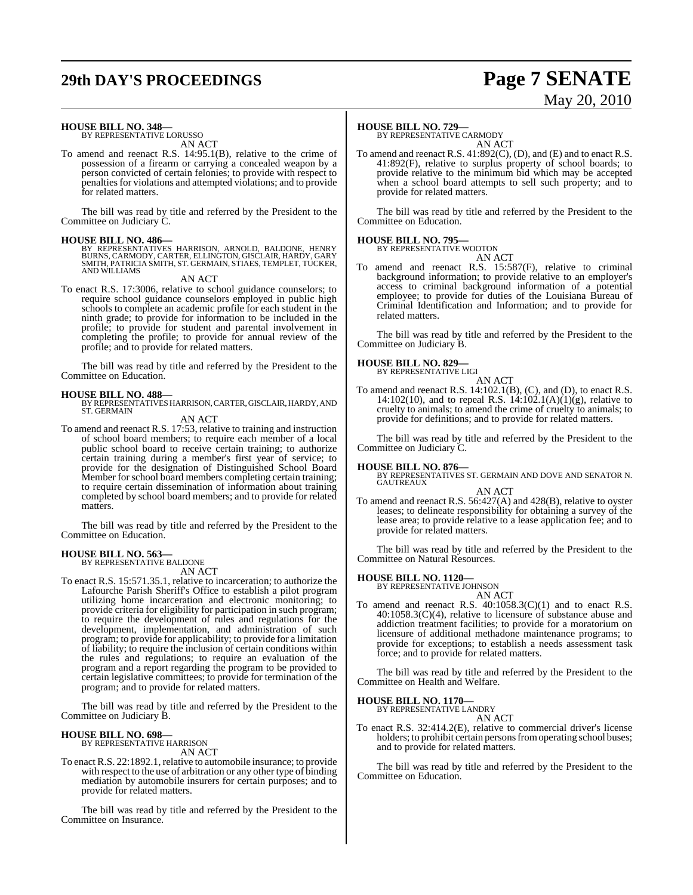**HOUSE BILL NO. 348—**
BY REPRESENTATIVE LORUSSO

AN ACT

To amend and reenact R.S. 14:95.1(B), relative to the crime of possession of a firearm or carrying a concealed weapon by a person convicted of certain felonies; to provide with respect to penalties for violations and attempted violations; and to provide for related matters.

The bill was read by title and referred by the President to the Committee on Judiciary C.

**HOUSE BILL NO. 486—**
BY REPRESENTATIVES HARRISON, ARNOLD, BALDONE, HENRY BURNS, CARMODY, CARTER, ELLINGTON, GISCLAIR, HARDY, GARY SMITH, PATRICIA SMITH, ST. GERMAIN, STIAES, TEMPLET, TUCKER, AND WILLIAMS

AN ACT

To enact R.S. 17:3006, relative to school guidance counselors; to require school guidance counselors employed in public high schools to complete an academic profile for each student in the ninth grade; to provide for information to be included in the profile; to provide for student and parental involvement in completing the profile; to provide for annual review of the profile; and to provide for related matters.

The bill was read by title and referred by the President to the Committee on Education.

**HOUSE BILL NO. 488—**
BY REPRESENTATIVES HARRISON, CARTER, GISCLAIR, HARDY, AND ST. GERMAIN

AN ACT

To amend and reenact R.S. 17:53, relative to training and instruction of school board members; to require each member of a local public school board to receive certain training; to authorize certain training during a member's first year of service; to provide for the designation of Distinguished School Board Member for school board members completing certain training; to require certain dissemination of information about training completed by school board members; and to provide for related matters.

The bill was read by title and referred by the President to the Committee on Education.

**HOUSE BILL NO. 563—**
BY REPRESENTATIVE BALDONE

AN ACT

To enact R.S. 15:571.35.1, relative to incarceration; to authorize the Lafourche Parish Sheriff's Office to establish a pilot program utilizing home incarceration and electronic monitoring; to provide criteria for eligibility for participation in such program; to require the development of rules and regulations for the development, implementation, and administration of such program; to provide for applicability; to provide for a limitation of liability; to require the inclusion of certain conditions within the rules and regulations; to require an evaluation of the program and a report regarding the program to be provided to certain legislative committees; to provide for termination of the program; and to provide for related matters.

The bill was read by title and referred by the President to the Committee on Judiciary B.

**HOUSE BILL NO. 698—**
BY REPRESENTATIVE HARRISON

AN ACT

To enact R.S. 22:1892.1, relative to automobile insurance; to provide with respect to the use of arbitration or any other type of binding mediation by automobile insurers for certain purposes; and to provide for related matters.

The bill was read by title and referred by the President to the Committee on Insurance.

**HOUSE BILL NO. 729—**
BY REPRESENTATIVE CARMODY

AN ACT

To amend and reenact R.S. 41:892(C), (D), and (E) and to enact R.S. 41:892(F), relative to surplus property of school boards; to provide relative to the minimum bid which may be accepted when a school board attempts to sell such property; and to provide for related matters.

The bill was read by title and referred by the President to the Committee on Education.

**HOUSE BILL NO. 795—**
BY REPRESENTATIVE WOOTON

AN ACT

To amend and reenact R.S. 15:587(F), relative to criminal background information; to provide relative to an employer's access to criminal background information of a potential employee; to provide for duties of the Louisiana Bureau of Criminal Identification and Information; and to provide for related matters.

The bill was read by title and referred by the President to the Committee on Judiciary B.

**HOUSE BILL NO. 829—**
BY REPRESENTATIVE LIGI

AN ACT

To amend and reenact R.S. 14:102.1(B), (C), and (D), to enact R.S. 14:102(10), and to repeal R.S. 14:102.1(A)(1)(g), relative to cruelty to animals; to amend the crime of cruelty to animals; to provide for definitions; and to provide for related matters.

The bill was read by title and referred by the President to the Committee on Judiciary C.

**HOUSE BILL NO. 876—**
BY REPRESENTATIVES ST. GERMAIN AND DOVE AND SENATOR N. GAUTREAUX

AN ACT

To amend and reenact R.S. 56:427(A) and 428(B), relative to oyster leases; to delineate responsibility for obtaining a survey of the lease area; to provide relative to a lease application fee; and to provide for related matters.

The bill was read by title and referred by the President to the Committee on Natural Resources.

**HOUSE BILL NO. 1120—**
BY REPRESENTATIVE JOHNSON

AN ACT

To amend and reenact R.S. 40:1058.3(C)(1) and to enact R.S. 40:1058.3(C)(4), relative to licensure of substance abuse and addiction treatment facilities; to provide for a moratorium on licensure of additional methadone maintenance programs; to provide for exceptions; to establish a needs assessment task force; and to provide for related matters.

The bill was read by title and referred by the President to the Committee on Health and Welfare.

**HOUSE BILL NO. 1170—**
BY REPRESENTATIVE LANDRY

AN ACT

To enact R.S. 32:414.2(E), relative to commercial driver's license holders; to prohibit certain persons from operating school buses; and to provide for related matters.

The bill was read by title and referred by the President to the Committee on Education.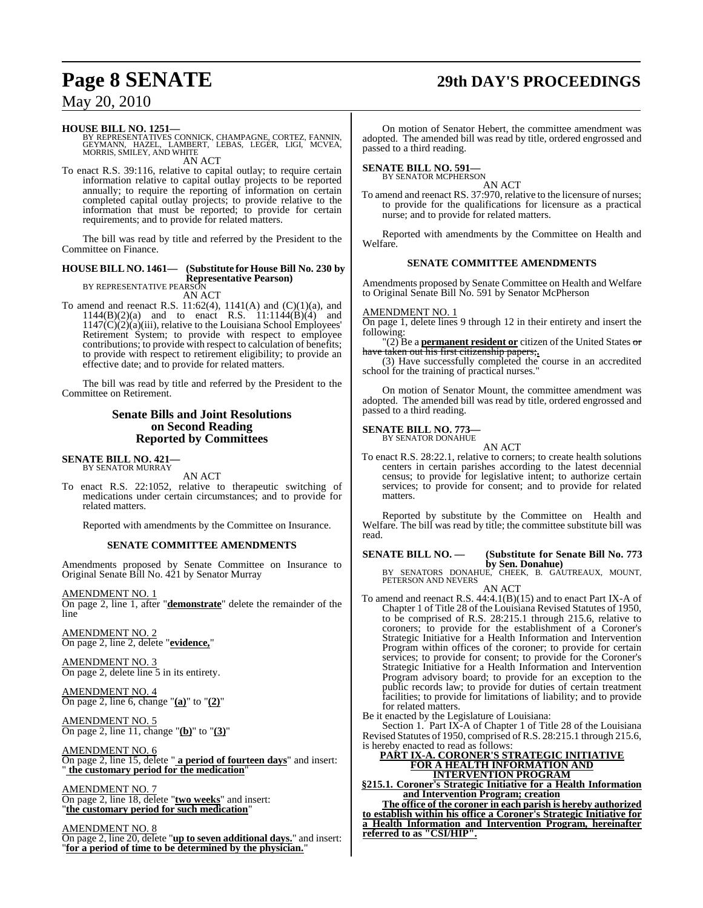**HOUSE BILL NO. 1251—**
BY REPRESENTATIVES CONNICK, CHAMPAGNE, CORTEZ, FANNIN, GEYMANN, HAZEL, LAMBERT, LEBAS, LEGER, LIGI, MCVEA, MORRIS, SMILEY, AND WHITE

AN ACT

To enact R.S. 39:116, relative to capital outlay; to require certain information relative to capital outlay projects to be reported annually; to require the reporting of information on certain completed capital outlay projects; to provide relative to the information that must be reported; to provide for certain requirements; and to provide for related matters.

The bill was read by title and referred by the President to the Committee on Finance.

**HOUSE BILL NO. 1461— (Substitute for House Bill No. 230 by Representative Pearson)**
BY REPRESENTATIVE PEARSON

AN ACT

To amend and reenact R.S. 11:62(4), 1141(A) and (C)(1)(a), and 1144(B)(2)(a) and to enact R.S. 11:1144(B)(4) and 1147(C)(2)(a)(iii), relative to the Louisiana School Employees' Retirement System; to provide with respect to employee contributions; to provide with respect to calculation of benefits; to provide with respect to retirement eligibility; to provide an effective date; and to provide for related matters.

The bill was read by title and referred by the President to the Committee on Retirement.

## Senate Bills and Joint Resolutions on Second Reading Reported by Committees

**SENATE BILL NO. 421—**
BY SENATOR MURRAY

AN ACT

To enact R.S. 22:1052, relative to therapeutic switching of medications under certain circumstances; and to provide for related matters.

Reported with amendments by the Committee on Insurance.

### SENATE COMMITTEE AMENDMENTS

Amendments proposed by Senate Committee on Insurance to Original Senate Bill No. 421 by Senator Murray

AMENDMENT NO. 1
On page 2, line 1, after "**demonstrate**" delete the remainder of the line

AMENDMENT NO. 2
On page 2, line 2, delete "**evidence,**"

AMENDMENT NO. 3
On page 2, delete line 5 in its entirety.

AMENDMENT NO. 4
On page 2, line 6, change "**(a)**" to "**(2)**"

AMENDMENT NO. 5
On page 2, line 11, change "**(b)**" to "**(3)**"

AMENDMENT NO. 6
On page 2, line 15, delete "**a period of fourteen days**" and insert: "**the customary period for the medication**"

AMENDMENT NO. 7
On page 2, line 18, delete "**two weeks**" and insert: "**the customary period for such medication**"

AMENDMENT NO. 8
On page 2, line 20, delete "**up to seven additional days.**" and insert: "**for a period of time to be determined by the physician.**"

On motion of Senator Hebert, the committee amendment was adopted. The amended bill was read by title, ordered engrossed and passed to a third reading.

**SENATE BILL NO. 591—**
BY SENATOR MCPHERSON

AN ACT

To amend and reenact RS. 37:970, relative to the licensure of nurses; to provide for the qualifications for licensure as a practical nurse; and to provide for related matters.

Reported with amendments by the Committee on Health and Welfare.

### SENATE COMMITTEE AMENDMENTS

Amendments proposed by Senate Committee on Health and Welfare to Original Senate Bill No. 591 by Senator McPherson

AMENDMENT NO. 1
On page 1, delete lines 9 through 12 in their entirety and insert the following:

"(2) Be a **permanent resident or** citizen of the United States ~~or have taken out his first citizenship papers;~~**.**

(3) Have successfully completed the course in an accredited school for the training of practical nurses."

On motion of Senator Mount, the committee amendment was adopted. The amended bill was read by title, ordered engrossed and passed to a third reading.

**SENATE BILL NO. 773—**
BY SENATOR DONAHUE

AN ACT

To enact R.S. 28:22.1, relative to corners; to create health solutions centers in certain parishes according to the latest decennial census; to provide for legislative intent; to authorize certain services; to provide for consent; and to provide for related matters.

Reported by substitute by the Committee on Health and Welfare. The bill was read by title; the committee substitute bill was read.

**SENATE BILL NO. — (Substitute for Senate Bill No. 773 by Sen. Donahue)**
BY SENATORS DONAHUE, CHEEK, B. GAUTREAUX, MOUNT, PETERSON AND NEVERS

AN ACT

To amend and reenact R.S. 44:4.1(B)(15) and to enact Part IX-A of Chapter 1 of Title 28 of the Louisiana Revised Statutes of 1950, to be comprised of R.S. 28:215.1 through 215.6, relative to coroners; to provide for the establishment of a Coroner's Strategic Initiative for a Health Information and Intervention Program within offices of the coroner; to provide for certain services; to provide for consent; to provide for the Coroner's Strategic Initiative for a Health Information and Intervention Program advisory board; to provide for an exception to the public records law; to provide for duties of certain treatment facilities; to provide for limitations of liability; and to provide for related matters.

Be it enacted by the Legislature of Louisiana:

Section 1. Part IX-A of Chapter 1 of Title 28 of the Louisiana Revised Statutes of 1950, comprised of R.S. 28:215.1 through 215.6, is hereby enacted to read as follows:

**PART IX-A. CORONER'S STRATEGIC INITIATIVE FOR A HEALTH INFORMATION AND INTERVENTION PROGRAM**

**§215.1. Coroner's Strategic Initiative for a Health Information and Intervention Program; creation**

**The office of the coroner in each parish is hereby authorized to establish within his office a Coroner's Strategic Initiative for a Health Information and Intervention Program, hereinafter referred to as "CSI/HIP".**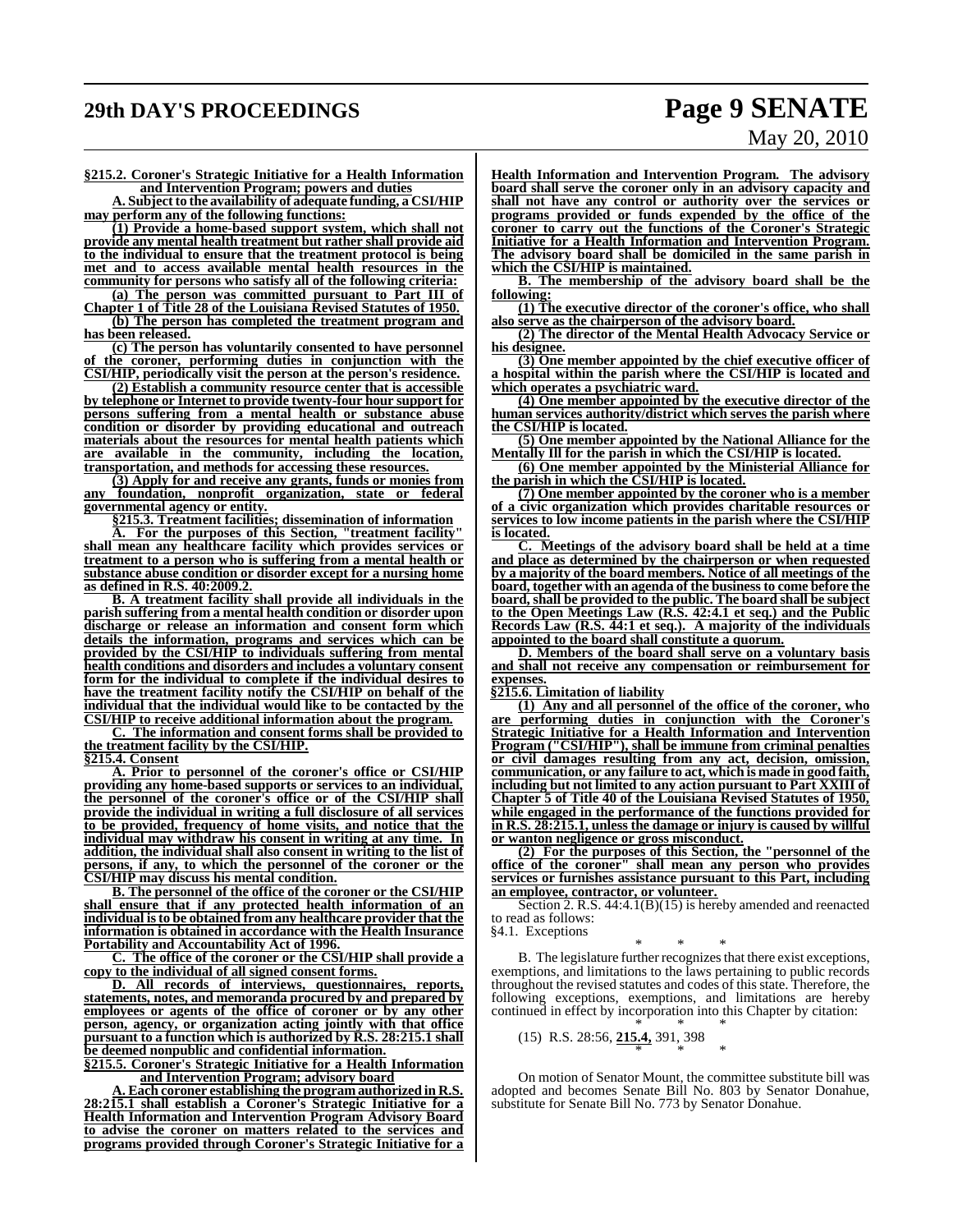**§215.2. Coroner's Strategic Initiative for a Health Information and Intervention Program; powers and duties**

A. Subject to the availability of adequate funding, a CSI/HIP may perform any of the following functions:

(1) Provide a home-based support system, which shall not provide any mental health treatment but rather shall provide aid to the individual to ensure that the treatment protocol is being met and to access available mental health resources in the community for persons who satisfy all of the following criteria:

(a) The person was committed pursuant to Part III of Chapter 1 of Title 28 of the Louisiana Revised Statutes of 1950.

(b) The person has completed the treatment program and has been released.

(c) The person has voluntarily consented to have personnel of the coroner, performing duties in conjunction with the CSI/HIP, periodically visit the person at the person's residence.

(2) Establish a community resource center that is accessible by telephone or Internet to provide twenty-four hour support for persons suffering from a mental health or substance abuse condition or disorder by providing educational and outreach materials about the resources for mental health patients which are available in the community, including the location, transportation, and methods for accessing these resources.

(3) Apply for and receive any grants, funds or monies from any foundation, nonprofit organization, state or federal governmental agency or entity.

**§215.3. Treatment facilities; dissemination of information**

A. For the purposes of this Section, "treatment facility" shall mean any healthcare facility which provides services or treatment to a person who is suffering from a mental health or substance abuse condition or disorder except for a nursing home as defined in R.S. 40:2009.2.

B. A treatment facility shall provide all individuals in the parish suffering from a mental health condition or disorder upon discharge or release an information and consent form which details the information, programs and services which can be provided by the CSI/HIP to individuals suffering from mental health conditions and disorders and includes a voluntary consent form for the individual to complete if the individual desires to have the treatment facility notify the CSI/HIP on behalf of the individual that the individual would like to be contacted by the CSI/HIP to receive additional information about the program.

C. The information and consent forms shall be provided to the treatment facility by the CSI/HIP.

**§215.4. Consent**

A. Prior to personnel of the coroner's office or CSI/HIP providing any home-based supports or services to an individual, the personnel of the coroner's office or of the CSI/HIP shall provide the individual in writing a full disclosure of all services to be provided, frequency of home visits, and notice that the individual may withdraw his consent in writing at any time. In addition, the individual shall also consent in writing to the list of persons, if any, to which the personnel of the coroner or the CSI/HIP may discuss his mental condition.

B. The personnel of the office of the coroner or the CSI/HIP shall ensure that if any protected health information of an individual is to be obtained from any healthcare provider that the information is obtained in accordance with the Health Insurance Portability and Accountability Act of 1996.

C. The office of the coroner or the CSI/HIP shall provide a copy to the individual of all signed consent forms.

D. All records of interviews, questionnaires, reports, statements, notes, and memoranda procured by and prepared by employees or agents of the office of coroner or by any other person, agency, or organization acting jointly with that office pursuant to a function which is authorized by R.S. 28:215.1 shall be deemed nonpublic and confidential information.

**§215.5. Coroner's Strategic Initiative for a Health Information and Intervention Program; advisory board**

A. Each coroner establishing the program authorized in R.S. 28:215.1 shall establish a Coroner's Strategic Initiative for a Health Information and Intervention Program Advisory Board to advise the coroner on matters related to the services and programs provided through Coroner's Strategic Initiative for a Health Information and Intervention Program. The advisory board shall serve the coroner only in an advisory capacity and shall not have any control or authority over the services or programs provided or funds expended by the office of the coroner to carry out the functions of the Coroner's Strategic Initiative for a Health Information and Intervention Program. The advisory board shall be domiciled in the same parish in which the CSI/HIP is maintained.

B. The membership of the advisory board shall be the following:

(1) The executive director of the coroner's office, who shall also serve as the chairperson of the advisory board.

(2) The director of the Mental Health Advocacy Service or his designee.

(3) One member appointed by the chief executive officer of a hospital within the parish where the CSI/HIP is located and which operates a psychiatric ward.

(4) One member appointed by the executive director of the human services authority/district which serves the parish where the CSI/HIP is located.

(5) One member appointed by the National Alliance for the Mentally Ill for the parish in which the CSI/HIP is located.

(6) One member appointed by the Ministerial Alliance for the parish in which the CSI/HIP is located.

(7) One member appointed by the coroner who is a member of a civic organization which provides charitable resources or services to low income patients in the parish where the CSI/HIP is located.

C. Meetings of the advisory board shall be held at a time and place as determined by the chairperson or when requested by a majority of the board members. Notice of all meetings of the board, together with an agenda of the business to come before the board, shall be provided to the public. The board shall be subject to the Open Meetings Law (R.S. 42:4.1 et seq.) and the Public Records Law (R.S. 44:1 et seq.). A majority of the individuals appointed to the board shall constitute a quorum.

D. Members of the board shall serve on a voluntary basis and shall not receive any compensation or reimbursement for expenses.

**§215.6. Limitation of liability**

(1) Any and all personnel of the office of the coroner, who are performing duties in conjunction with the Coroner's Strategic Initiative for a Health Information and Intervention Program ("CSI/HIP"), shall be immune from criminal penalties or civil damages resulting from any act, decision, omission, communication, or any failure to act, which is made in good faith, including but not limited to any action pursuant to Part XXIII of Chapter 5 of Title 40 of the Louisiana Revised Statutes of 1950, while engaged in the performance of the functions provided for in R.S. 28:215.1, unless the damage or injury is caused by willful or wanton negligence or gross misconduct.

(2) For the purposes of this Section, the "personnel of the office of the coroner" shall mean any person who provides services or furnishes assistance pursuant to this Part, including an employee, contractor, or volunteer.

Section 2. R.S. 44:4.1(B)(15) is hereby amended and reenacted to read as follows:

§4.1. Exceptions

\* \* \*

B. The legislature further recognizes that there exist exceptions, exemptions, and limitations to the laws pertaining to public records throughout the revised statutes and codes of this state. Therefore, the following exceptions, exemptions, and limitations are hereby continued in effect by incorporation into this Chapter by citation:

\* \* \*

(15) R.S. 28:56, **215.4,** 391, 398

\* \* \*

On motion of Senator Mount, the committee substitute bill was adopted and becomes Senate Bill No. 803 by Senator Donahue, substitute for Senate Bill No. 773 by Senator Donahue.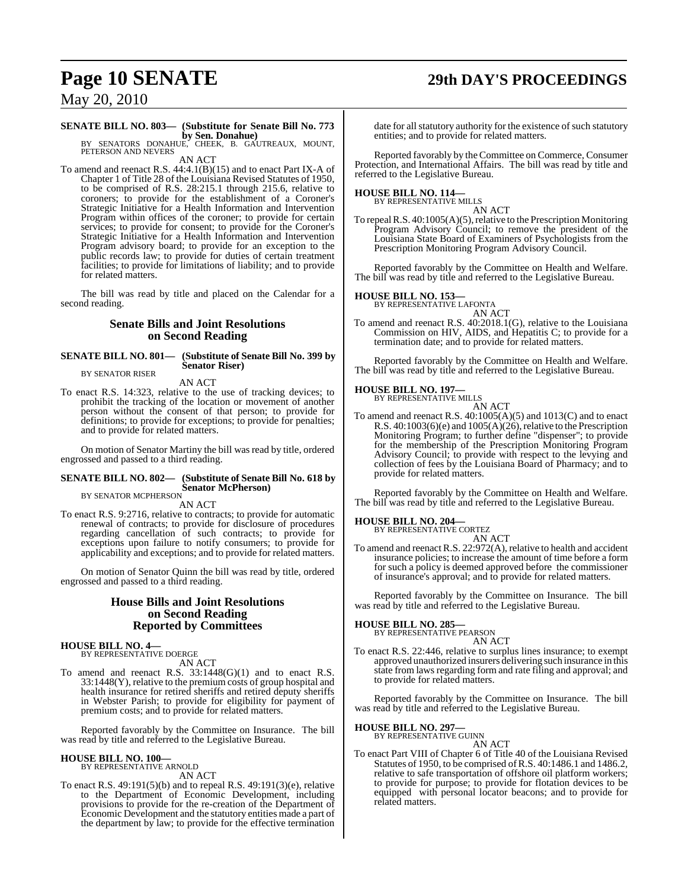**SENATE BILL NO. 803— (Substitute for Senate Bill No. 773 by Sen. Donahue)**
BY SENATORS DONAHUE, CHEEK, B. GAUTREAUX, MOUNT, PETERSON AND NEVERS

AN ACT

To amend and reenact R.S. 44:4.1(B)(15) and to enact Part IX-A of Chapter 1 of Title 28 of the Louisiana Revised Statutes of 1950, to be comprised of R.S. 28:215.1 through 215.6, relative to coroners; to provide for the establishment of a Coroner's Strategic Initiative for a Health Information and Intervention Program within offices of the coroner; to provide for certain services; to provide for consent; to provide for the Coroner's Strategic Initiative for a Health Information and Intervention Program advisory board; to provide for an exception to the public records law; to provide for duties of certain treatment facilities; to provide for limitations of liability; and to provide for related matters.

The bill was read by title and placed on the Calendar for a second reading.

## Senate Bills and Joint Resolutions on Second Reading

**SENATE BILL NO. 801— (Substitute of Senate Bill No. 399 by Senator Riser)**
BY SENATOR RISER

AN ACT

To enact R.S. 14:323, relative to the use of tracking devices; to prohibit the tracking of the location or movement of another person without the consent of that person; to provide for definitions; to provide for exceptions; to provide for penalties; and to provide for related matters.

On motion of Senator Martiny the bill was read by title, ordered engrossed and passed to a third reading.

**SENATE BILL NO. 802— (Substitute of Senate Bill No. 618 by Senator McPherson)**
BY SENATOR MCPHERSON

AN ACT

To enact R.S. 9:2716, relative to contracts; to provide for automatic renewal of contracts; to provide for disclosure of procedures regarding cancellation of such contracts; to provide for exceptions upon failure to notify consumers; to provide for applicability and exceptions; and to provide for related matters.

On motion of Senator Quinn the bill was read by title, ordered engrossed and passed to a third reading.

## House Bills and Joint Resolutions on Second Reading Reported by Committees

**HOUSE BILL NO. 4—**
BY REPRESENTATIVE DOERGE

AN ACT

To amend and reenact R.S. 33:1448(G)(1) and to enact R.S. 33:1448(Y), relative to the premium costs of group hospital and health insurance for retired sheriffs and retired deputy sheriffs in Webster Parish; to provide for eligibility for payment of premium costs; and to provide for related matters.

Reported favorably by the Committee on Insurance. The bill was read by title and referred to the Legislative Bureau.

**HOUSE BILL NO. 100—**
BY REPRESENTATIVE ARNOLD

AN ACT

To enact R.S. 49:191(5)(b) and to repeal R.S. 49:191(3)(e), relative to the Department of Economic Development, including provisions to provide for the re-creation of the Department of Economic Development and the statutory entities made a part of the department by law; to provide for the effective termination date for all statutory authority for the existence of such statutory entities; and to provide for related matters.

Reported favorably by the Committee on Commerce, Consumer Protection, and International Affairs. The bill was read by title and referred to the Legislative Bureau.

**HOUSE BILL NO. 114—**
BY REPRESENTATIVE MILLS

AN ACT

To repeal R.S. 40:1005(A)(5), relative to the Prescription Monitoring Program Advisory Council; to remove the president of the Louisiana State Board of Examiners of Psychologists from the Prescription Monitoring Program Advisory Council.

Reported favorably by the Committee on Health and Welfare. The bill was read by title and referred to the Legislative Bureau.

**HOUSE BILL NO. 153—**
BY REPRESENTATIVE LAFONTA

AN ACT

To amend and reenact R.S. 40:2018.1(G), relative to the Louisiana Commission on HIV, AIDS, and Hepatitis C; to provide for a termination date; and to provide for related matters.

Reported favorably by the Committee on Health and Welfare. The bill was read by title and referred to the Legislative Bureau.

**HOUSE BILL NO. 197—**
BY REPRESENTATIVE MILLS

AN ACT

To amend and reenact R.S. 40:1005(A)(5) and 1013(C) and to enact R.S. 40:1003(6)(e) and 1005(A)(26), relative to the Prescription Monitoring Program; to further define "dispenser"; to provide for the membership of the Prescription Monitoring Program Advisory Council; to provide with respect to the levying and collection of fees by the Louisiana Board of Pharmacy; and to provide for related matters.

Reported favorably by the Committee on Health and Welfare. The bill was read by title and referred to the Legislative Bureau.

**HOUSE BILL NO. 204—**
BY REPRESENTATIVE CORTEZ

AN ACT

To amend and reenact R.S. 22:972(A), relative to health and accident insurance policies; to increase the amount of time before a form for such a policy is deemed approved before the commissioner of insurance's approval; and to provide for related matters.

Reported favorably by the Committee on Insurance. The bill was read by title and referred to the Legislative Bureau.

**HOUSE BILL NO. 285—**
BY REPRESENTATIVE PEARSON

AN ACT

To enact R.S. 22:446, relative to surplus lines insurance; to exempt approved unauthorized insurers delivering such insurance in this state from laws regarding form and rate filing and approval; and to provide for related matters.

Reported favorably by the Committee on Insurance. The bill was read by title and referred to the Legislative Bureau.

**HOUSE BILL NO. 297—**
BY REPRESENTATIVE GUINN

AN ACT

To enact Part VIII of Chapter 6 of Title 40 of the Louisiana Revised Statutes of 1950, to be comprised of R.S. 40:1486.1 and 1486.2, relative to safe transportation of offshore oil platform workers; to provide for purpose; to provide for flotation devices to be equipped with personal locator beacons; and to provide for related matters.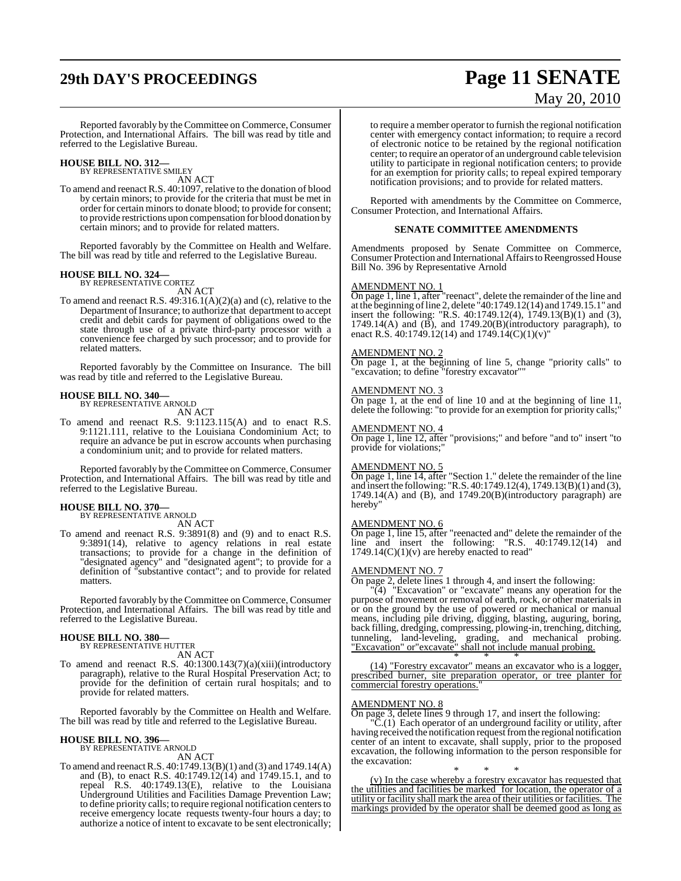Reported favorably by the Committee on Commerce, Consumer Protection, and International Affairs. The bill was read by title and referred to the Legislative Bureau.

**HOUSE BILL NO. 312—**
BY REPRESENTATIVE SMILEY
AN ACT

To amend and reenact R.S. 40:1097, relative to the donation of blood by certain minors; to provide for the criteria that must be met in order for certain minors to donate blood; to provide for consent; to provide restrictions upon compensation for blood donation by certain minors; and to provide for related matters.

Reported favorably by the Committee on Health and Welfare. The bill was read by title and referred to the Legislative Bureau.

**HOUSE BILL NO. 324—**
BY REPRESENTATIVE CORTEZ
AN ACT

To amend and reenact R.S. 49:316.1(A)(2)(a) and (c), relative to the Department of Insurance; to authorize that department to accept credit and debit cards for payment of obligations owed to the state through use of a private third-party processor with a convenience fee charged by such processor; and to provide for related matters.

Reported favorably by the Committee on Insurance. The bill was read by title and referred to the Legislative Bureau.

**HOUSE BILL NO. 340—**
BY REPRESENTATIVE ARNOLD
AN ACT

To amend and reenact R.S. 9:1123.115(A) and to enact R.S. 9:1121.111, relative to the Louisiana Condominium Act; to require an advance be put in escrow accounts when purchasing a condominium unit; and to provide for related matters.

Reported favorably by the Committee on Commerce, Consumer Protection, and International Affairs. The bill was read by title and referred to the Legislative Bureau.

**HOUSE BILL NO. 370—**
BY REPRESENTATIVE ARNOLD
AN ACT

To amend and reenact R.S. 9:3891(8) and (9) and to enact R.S. 9:3891(14), relative to agency relations in real estate transactions; to provide for a change in the definition of "designated agency" and "designated agent"; to provide for a definition of "substantive contact"; and to provide for related matters.

Reported favorably by the Committee on Commerce, Consumer Protection, and International Affairs. The bill was read by title and referred to the Legislative Bureau.

**HOUSE BILL NO. 380—**
BY REPRESENTATIVE HUTTER
AN ACT

To amend and reenact R.S. 40:1300.143(7)(a)(xiii)(introductory paragraph), relative to the Rural Hospital Preservation Act; to provide for the definition of certain rural hospitals; and to provide for related matters.

Reported favorably by the Committee on Health and Welfare. The bill was read by title and referred to the Legislative Bureau.

**HOUSE BILL NO. 396—**
BY REPRESENTATIVE ARNOLD
AN ACT

To amend and reenact R.S. 40:1749.13(B)(1) and (3) and 1749.14(A) and (B), to enact R.S. 40:1749.12(14) and 1749.15.1, and to repeal R.S. 40:1749.13(E), relative to the Louisiana Underground Utilities and Facilities Damage Prevention Law; to define priority calls; to require regional notification centers to receive emergency locate requests twenty-four hours a day; to authorize a notice of intent to excavate to be sent electronically; to require a member operator to furnish the regional notification center with emergency contact information; to require a record of electronic notice to be retained by the regional notification center; to require an operator of an underground cable television utility to participate in regional notification centers; to provide for an exemption for priority calls; to repeal expired temporary notification provisions; and to provide for related matters.

Reported with amendments by the Committee on Commerce, Consumer Protection, and International Affairs.

**SENATE COMMITTEE AMENDMENTS**

Amendments proposed by Senate Committee on Commerce, Consumer Protection and International Affairs to Reengrossed House Bill No. 396 by Representative Arnold

AMENDMENT NO. 1
On page 1, line 1, after "reenact", delete the remainder of the line and at the beginning of line 2, delete "40:1749.12(14) and 1749.15.1" and insert the following: "R.S. 40:1749.12(4), 1749.13(B)(1) and (3), 1749.14(A) and (B), and 1749.20(B)(introductory paragraph), to enact R.S. 40:1749.12(14) and 1749.14(C)(1)(v)"

AMENDMENT NO. 2
On page 1, at the beginning of line 5, change "priority calls" to "excavation; to define "forestry excavator""

AMENDMENT NO. 3
On page 1, at the end of line 10 and at the beginning of line 11, delete the following: "to provide for an exemption for priority calls;"

AMENDMENT NO. 4
On page 1, line 12, after "provisions;" and before "and to" insert "to provide for violations;"

AMENDMENT NO. 5
On page 1, line 14, after "Section 1." delete the remainder of the line and insert the following: "R.S. 40:1749.12(4), 1749.13(B)(1) and (3), 1749.14(A) and (B), and 1749.20(B)(introductory paragraph) are hereby"

AMENDMENT NO. 6
On page 1, line 15, after "reenacted and" delete the remainder of the line and insert the following: "R.S. 40:1749.12(14) and 1749.14(C)(1)(v) are hereby enacted to read"

AMENDMENT NO. 7
On page 2, delete lines 1 through 4, and insert the following:

"(4) "Excavation" or "excavate" means any operation for the purpose of movement or removal of earth, rock, or other materials in or on the ground by the use of powered or mechanical or manual means, including pile driving, digging, blasting, auguring, boring, back filling, dredging, compressing, plowing-in, trenching, ditching, tunneling, land-leveling, grading, and mechanical probing. <u>"Excavation" or"excavate" shall not include manual probing.</u>

\* \* \*

<u>(14) "Forestry excavator" means an excavator who is a logger, prescribed burner, site preparation operator, or tree planter for commercial forestry operations.</u>"

AMENDMENT NO. 8
On page 3, delete lines 9 through 17, and insert the following:

"C.(1) Each operator of an underground facility or utility, after having received the notification request from the regional notification center of an intent to excavate, shall supply, prior to the proposed excavation, the following information to the person responsible for the excavation:

\* \* \*

<u>(v) In the case whereby a forestry excavator has requested that the utilities and facilities be marked for location, the operator of a utility or facility shall mark the area of their utilities or facilities. The markings provided by the operator shall be deemed good as long as</u>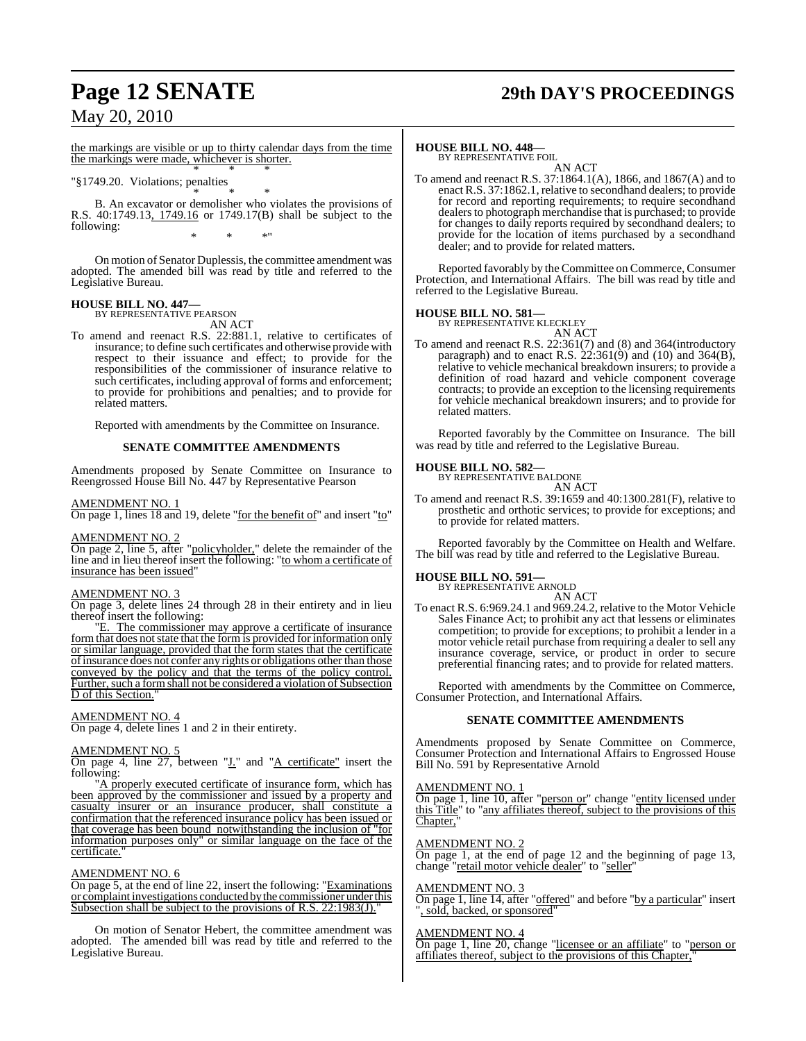the markings are visible or up to thirty calendar days from the time the markings were made, whichever is shorter.

\* \* \*

"§1749.20. Violations; penalties

\* \* \*

B. An excavator or demolisher who violates the provisions of R.S. 40:1749.13, 1749.16 or 1749.17(B) shall be subject to the following:

\* \* \*"

On motion of Senator Duplessis, the committee amendment was adopted. The amended bill was read by title and referred to the Legislative Bureau.

**HOUSE BILL NO. 447—**
BY REPRESENTATIVE PEARSON
AN ACT

To amend and reenact R.S. 22:881.1, relative to certificates of insurance; to define such certificates and otherwise provide with respect to their issuance and effect; to provide for the responsibilities of the commissioner of insurance relative to such certificates, including approval of forms and enforcement; to provide for prohibitions and penalties; and to provide for related matters.

Reported with amendments by the Committee on Insurance.

**SENATE COMMITTEE AMENDMENTS**

Amendments proposed by Senate Committee on Insurance to Reengrossed House Bill No. 447 by Representative Pearson

AMENDMENT NO. 1
On page 1, lines 18 and 19, delete "for the benefit of" and insert "to"

AMENDMENT NO. 2
On page 2, line 5, after "policyholder," delete the remainder of the line and in lieu thereof insert the following: "to whom a certificate of insurance has been issued"

AMENDMENT NO. 3
On page 3, delete lines 24 through 28 in their entirety and in lieu thereof insert the following:

"E. The commissioner may approve a certificate of insurance form that does not state that the form is provided for information only or similar language, provided that the form states that the certificate of insurance does not confer any rights or obligations other than those conveyed by the policy and that the terms of the policy control. Further, such a form shall not be considered a violation of Subsection D of this Section."

AMENDMENT NO. 4
On page 4, delete lines 1 and 2 in their entirety.

AMENDMENT NO. 5
On page 4, line 27, between "J." and "A certificate" insert the following:

"A properly executed certificate of insurance form, which has been approved by the commissioner and issued by a property and casualty insurer or an insurance producer, shall constitute a confirmation that the referenced insurance policy has been issued or that coverage has been bound notwithstanding the inclusion of "for information purposes only" or similar language on the face of the certificate."

AMENDMENT NO. 6
On page 5, at the end of line 22, insert the following: "Examinations or complaint investigations conducted by the commissioner under this Subsection shall be subject to the provisions of R.S. 22:1983(J)."

On motion of Senator Hebert, the committee amendment was adopted. The amended bill was read by title and referred to the Legislative Bureau.

**HOUSE BILL NO. 448—**
BY REPRESENTATIVE FOIL
AN ACT

To amend and reenact R.S. 37:1864.1(A), 1866, and 1867(A) and to enact R.S. 37:1862.1, relative to secondhand dealers; to provide for record and reporting requirements; to require secondhand dealers to photograph merchandise that is purchased; to provide for changes to daily reports required by secondhand dealers; to provide for the location of items purchased by a secondhand dealer; and to provide for related matters.

Reported favorably by the Committee on Commerce, Consumer Protection, and International Affairs. The bill was read by title and referred to the Legislative Bureau.

**HOUSE BILL NO. 581—**
BY REPRESENTATIVE KLECKLEY
AN ACT

To amend and reenact R.S. 22:361(7) and (8) and 364(introductory paragraph) and to enact R.S. 22:361(9) and (10) and 364(B), relative to vehicle mechanical breakdown insurers; to provide a definition of road hazard and vehicle component coverage contracts; to provide an exception to the licensing requirements for vehicle mechanical breakdown insurers; and to provide for related matters.

Reported favorably by the Committee on Insurance. The bill was read by title and referred to the Legislative Bureau.

**HOUSE BILL NO. 582—**
BY REPRESENTATIVE BALDONE
AN ACT

To amend and reenact R.S. 39:1659 and 40:1300.281(F), relative to prosthetic and orthotic services; to provide for exceptions; and to provide for related matters.

Reported favorably by the Committee on Health and Welfare. The bill was read by title and referred to the Legislative Bureau.

**HOUSE BILL NO. 591—**
BY REPRESENTATIVE ARNOLD
AN ACT

To enact R.S. 6:969.24.1 and 969.24.2, relative to the Motor Vehicle Sales Finance Act; to prohibit any act that lessens or eliminates competition; to provide for exceptions; to prohibit a lender in a motor vehicle retail purchase from requiring a dealer to sell any insurance coverage, service, or product in order to secure preferential financing rates; and to provide for related matters.

Reported with amendments by the Committee on Commerce, Consumer Protection, and International Affairs.

**SENATE COMMITTEE AMENDMENTS**

Amendments proposed by Senate Committee on Commerce, Consumer Protection and International Affairs to Engrossed House Bill No. 591 by Representative Arnold

AMENDMENT NO. 1
On page 1, line 10, after "person or" change "entity licensed under this Title" to "any affiliates thereof, subject to the provisions of this Chapter,"

AMENDMENT NO. 2
On page 1, at the end of page 12 and the beginning of page 13, change "retail motor vehicle dealer" to "seller"

AMENDMENT NO. 3
On page 1, line 14, after "offered" and before "by a particular" insert ", sold, backed, or sponsored"

AMENDMENT NO. 4
On page 1, line 20, change "licensee or an affiliate" to "person or affiliates thereof, subject to the provisions of this Chapter,"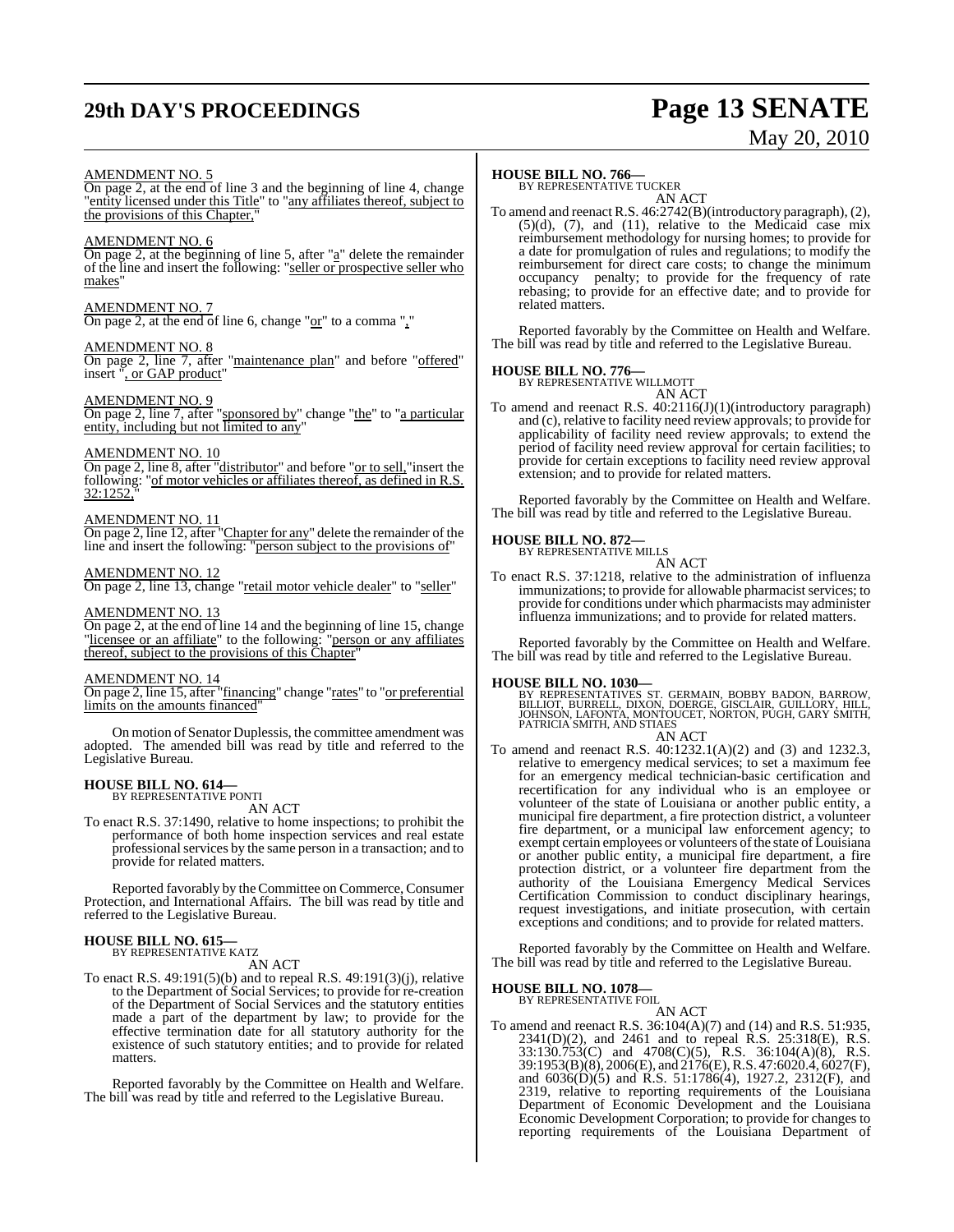AMENDMENT NO. 5

On page 2, at the end of line 3 and the beginning of line 4, change "entity licensed under this Title" to "any affiliates thereof, subject to the provisions of this Chapter,"

AMENDMENT NO. 6

On page 2, at the beginning of line 5, after "a" delete the remainder of the line and insert the following: "seller or prospective seller who makes"

AMENDMENT NO. 7

On page 2, at the end of line 6, change "or" to a comma ","

AMENDMENT NO. 8

On page 2, line 7, after "maintenance plan" and before "offered" insert ", or GAP product"

AMENDMENT NO. 9

On page 2, line 7, after "sponsored by" change "the" to "a particular entity, including but not limited to any"

AMENDMENT NO. 10

On page 2, line 8, after "distributor" and before "or to sell," insert the following: "of motor vehicles or affiliates thereof, as defined in R.S. 32:1252,"

AMENDMENT NO. 11

On page 2, line 12, after "Chapter for any" delete the remainder of the line and insert the following: "person subject to the provisions of"

AMENDMENT NO. 12

On page 2, line 13, change "retail motor vehicle dealer" to "seller"

AMENDMENT NO. 13

On page 2, at the end of line 14 and the beginning of line 15, change "licensee or an affiliate" to the following: "person or any affiliates thereof, subject to the provisions of this Chapter"

AMENDMENT NO. 14

On page 2, line 15, after "financing" change "rates" to "or preferential limits on the amounts financed"

On motion of Senator Duplessis, the committee amendment was adopted. The amended bill was read by title and referred to the Legislative Bureau.

**HOUSE BILL NO. 614—**
BY REPRESENTATIVE PONTI

AN ACT

To enact R.S. 37:1490, relative to home inspections; to prohibit the performance of both home inspection services and real estate professional services by the same person in a transaction; and to provide for related matters.

Reported favorably by the Committee on Commerce, Consumer Protection, and International Affairs. The bill was read by title and referred to the Legislative Bureau.

**HOUSE BILL NO. 615—**
BY REPRESENTATIVE KATZ

AN ACT

To enact R.S. 49:191(5)(b) and to repeal R.S. 49:191(3)(j), relative to the Department of Social Services; to provide for re-creation of the Department of Social Services and the statutory entities made a part of the department by law; to provide for the effective termination date for all statutory authority for the existence of such statutory entities; and to provide for related matters.

Reported favorably by the Committee on Health and Welfare. The bill was read by title and referred to the Legislative Bureau.

**HOUSE BILL NO. 766—**
BY REPRESENTATIVE TUCKER

AN ACT

To amend and reenact R.S. 46:2742(B)(introductory paragraph), (2), (5)(d), (7), and (11), relative to the Medicaid case mix reimbursement methodology for nursing homes; to provide for a date for promulgation of rules and regulations; to modify the reimbursement for direct care costs; to change the minimum occupancy penalty; to provide for the frequency of rate rebasing; to provide for an effective date; and to provide for related matters.

Reported favorably by the Committee on Health and Welfare. The bill was read by title and referred to the Legislative Bureau.

**HOUSE BILL NO. 776—**
BY REPRESENTATIVE WILLMOTT

AN ACT

To amend and reenact R.S. 40:2116(J)(1)(introductory paragraph) and (c), relative to facility need review approvals; to provide for applicability of facility need review approvals; to extend the period of facility need review approval for certain facilities; to provide for certain exceptions to facility need review approval extension; and to provide for related matters.

Reported favorably by the Committee on Health and Welfare. The bill was read by title and referred to the Legislative Bureau.

**HOUSE BILL NO. 872—**
BY REPRESENTATIVE MILLS

AN ACT

To enact R.S. 37:1218, relative to the administration of influenza immunizations; to provide for allowable pharmacist services; to provide for conditions under which pharmacists may administer influenza immunizations; and to provide for related matters.

Reported favorably by the Committee on Health and Welfare. The bill was read by title and referred to the Legislative Bureau.

**HOUSE BILL NO. 1030—**
BY REPRESENTATIVES ST. GERMAIN, BOBBY BADON, BARROW, BILLIOT, BURRELL, DIXON, DOERGE, GISCLAIR, GUILLORY, HILL, JOHNSON, LAFONTA, MONTOUCET, NORTON, PUGH, GARY SMITH, PATRICIA SMITH, AND STIAES

AN ACT

To amend and reenact R.S. 40:1232.1(A)(2) and (3) and 1232.3, relative to emergency medical services; to set a maximum fee for an emergency medical technician-basic certification and recertification for any individual who is an employee or volunteer of the state of Louisiana or another public entity, a municipal fire department, a fire protection district, a volunteer fire department, or a municipal law enforcement agency; to exempt certain employees or volunteers of the state of Louisiana or another public entity, a municipal fire department, a fire protection district, or a volunteer fire department from the authority of the Louisiana Emergency Medical Services Certification Commission to conduct disciplinary hearings, request investigations, and initiate prosecution, with certain exceptions and conditions; and to provide for related matters.

Reported favorably by the Committee on Health and Welfare. The bill was read by title and referred to the Legislative Bureau.

**HOUSE BILL NO. 1078—**
BY REPRESENTATIVE FOIL

AN ACT

To amend and reenact R.S. 36:104(A)(7) and (14) and R.S. 51:935, 2341(D)(2), and 2461 and to repeal R.S. 25:318(E), R.S. 33:130.753(C) and 4708(C)(5), R.S. 36:104(A)(8), R.S. 39:1953(B)(8), 2006(E), and 2176(E), R.S. 47:6020.4, 6027(F), and 6036(D)(5) and R.S. 51:1786(4), 1927.2, 2312(F), and 2319, relative to reporting requirements of the Louisiana Department of Economic Development and the Louisiana Economic Development Corporation; to provide for changes to reporting requirements of the Louisiana Department of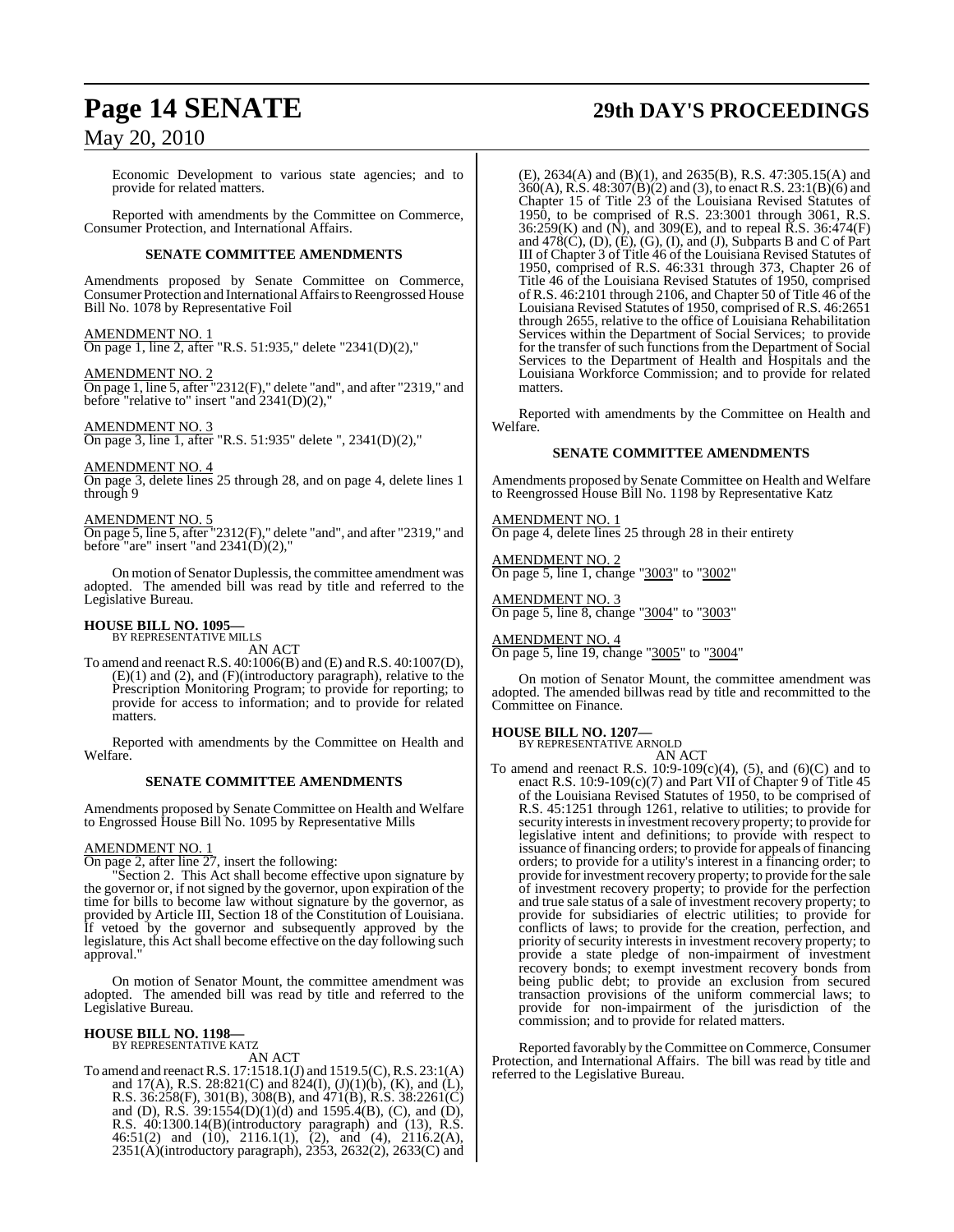Economic Development to various state agencies; and to provide for related matters.

Reported with amendments by the Committee on Commerce, Consumer Protection, and International Affairs.

### SENATE COMMITTEE AMENDMENTS

Amendments proposed by Senate Committee on Commerce, Consumer Protection and International Affairs to Reengrossed House Bill No. 1078 by Representative Foil

AMENDMENT NO. 1
On page 1, line 2, after "R.S. 51:935," delete "2341(D)(2),"

AMENDMENT NO. 2
On page 1, line 5, after "2312(F)," delete "and", and after "2319," and before "relative to" insert "and 2341(D)(2),"

AMENDMENT NO. 3
On page 3, line 1, after "R.S. 51:935" delete ", 2341(D)(2),"

AMENDMENT NO. 4
On page 3, delete lines 25 through 28, and on page 4, delete lines 1 through 9

AMENDMENT NO. 5
On page 5, line 5, after "2312(F)," delete "and", and after "2319," and before "are" insert "and 2341(D)(2),"

On motion of Senator Duplessis, the committee amendment was adopted. The amended bill was read by title and referred to the Legislative Bureau.

**HOUSE BILL NO. 1095—**
BY REPRESENTATIVE MILLS
AN ACT

To amend and reenact R.S. 40:1006(B) and (E) and R.S. 40:1007(D), (E)(1) and (2), and (F)(introductory paragraph), relative to the Prescription Monitoring Program; to provide for reporting; to provide for access to information; and to provide for related matters.

Reported with amendments by the Committee on Health and Welfare.

### SENATE COMMITTEE AMENDMENTS

Amendments proposed by Senate Committee on Health and Welfare to Engrossed House Bill No. 1095 by Representative Mills

AMENDMENT NO. 1
On page 2, after line 27, insert the following:

"Section 2. This Act shall become effective upon signature by the governor or, if not signed by the governor, upon expiration of the time for bills to become law without signature by the governor, as provided by Article III, Section 18 of the Constitution of Louisiana. If vetoed by the governor and subsequently approved by the legislature, this Act shall become effective on the day following such approval."

On motion of Senator Mount, the committee amendment was adopted. The amended bill was read by title and referred to the Legislative Bureau.

**HOUSE BILL NO. 1198—**
BY REPRESENTATIVE KATZ
AN ACT

To amend and reenact R.S. 17:1518.1(J) and 1519.5(C), R.S. 23:1(A) and 17(A), R.S. 28:821(C) and 824(I), (J)(1)(b), (K), and (L), R.S. 36:258(F), 301(B), 308(B), and 471(B), R.S. 38:2261(C) and (D), R.S. 39:1554(D)(1)(d) and 1595.4(B), (C), and (D), R.S. 40:1300.14(B)(introductory paragraph) and (13), R.S. 46:51(2) and (10), 2116.1(1), (2), and (4), 2116.2(A), 2351(A)(introductory paragraph), 2353, 2632(2), 2633(C) and (E), 2634(A) and (B)(1), and 2635(B), R.S. 47:305.15(A) and 360(A), R.S. 48:307(B)(2) and (3), to enact R.S. 23:1(B)(6) and Chapter 15 of Title 23 of the Louisiana Revised Statutes of 1950, to be comprised of R.S. 23:3001 through 3061, R.S. 36:259(K) and (N), and 309(E), and to repeal R.S. 36:474(F) and 478(C), (D), (E), (G), (I), and (J), Subparts B and C of Part III of Chapter 3 of Title 46 of the Louisiana Revised Statutes of 1950, comprised of R.S. 46:331 through 373, Chapter 26 of Title 46 of the Louisiana Revised Statutes of 1950, comprised of R.S. 46:2101 through 2106, and Chapter 50 of Title 46 of the Louisiana Revised Statutes of 1950, comprised of R.S. 46:2651 through 2655, relative to the office of Louisiana Rehabilitation Services within the Department of Social Services; to provide for the transfer of such functions from the Department of Social Services to the Department of Health and Hospitals and the Louisiana Workforce Commission; and to provide for related matters.

Reported with amendments by the Committee on Health and Welfare.

### SENATE COMMITTEE AMENDMENTS

Amendments proposed by Senate Committee on Health and Welfare to Reengrossed House Bill No. 1198 by Representative Katz

AMENDMENT NO. 1
On page 4, delete lines 25 through 28 in their entirety

AMENDMENT NO. 2
On page 5, line 1, change "3003" to "3002"

AMENDMENT NO. 3
On page 5, line 8, change "3004" to "3003"

AMENDMENT NO. 4
On page 5, line 19, change "3005" to "3004"

On motion of Senator Mount, the committee amendment was adopted. The amended billwas read by title and recommitted to the Committee on Finance.

**HOUSE BILL NO. 1207—**
BY REPRESENTATIVE ARNOLD
AN ACT

To amend and reenact R.S. 10:9-109(c)(4), (5), and (6)(C) and to enact R.S. 10:9-109(c)(7) and Part VII of Chapter 9 of Title 45 of the Louisiana Revised Statutes of 1950, to be comprised of R.S. 45:1251 through 1261, relative to utilities; to provide for security interests in investment recovery property; to provide for legislative intent and definitions; to provide with respect to issuance of financing orders; to provide for appeals of financing orders; to provide for a utility's interest in a financing order; to provide for investment recovery property; to provide for the sale of investment recovery property; to provide for the perfection and true sale status of a sale of investment recovery property; to provide for subsidiaries of electric utilities; to provide for conflicts of laws; to provide for the creation, perfection, and priority of security interests in investment recovery property; to provide a state pledge of non-impairment of investment recovery bonds; to exempt investment recovery bonds from being public debt; to provide an exclusion from secured transaction provisions of the uniform commercial laws; to provide for non-impairment of the jurisdiction of the commission; and to provide for related matters.

Reported favorably by the Committee on Commerce, Consumer Protection, and International Affairs. The bill was read by title and referred to the Legislative Bureau.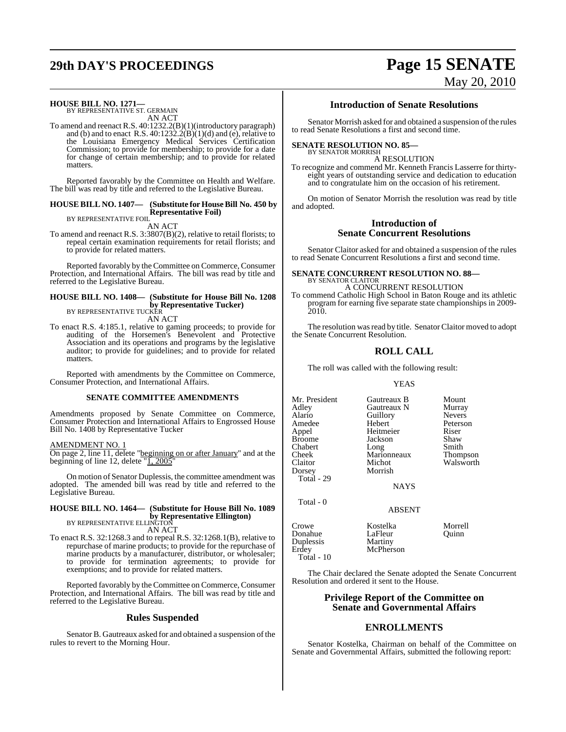**HOUSE BILL NO. 1271—**
BY REPRESENTATIVE ST. GERMAIN

AN ACT

To amend and reenact R.S. 40:1232.2(B)(1)(introductory paragraph) and (b) and to enact R.S. 40:1232.2(B)(1)(d) and (e), relative to the Louisiana Emergency Medical Services Certification Commission; to provide for membership; to provide for a date for change of certain membership; and to provide for related matters.

Reported favorably by the Committee on Health and Welfare. The bill was read by title and referred to the Legislative Bureau.

**HOUSE BILL NO. 1407— (Substitute for House Bill No. 450 by Representative Foil)**
BY REPRESENTATIVE FOIL

AN ACT

To amend and reenact R.S. 3:3807(B)(2), relative to retail florists; to repeal certain examination requirements for retail florists; and to provide for related matters.

Reported favorably by the Committee on Commerce, Consumer Protection, and International Affairs. The bill was read by title and referred to the Legislative Bureau.

**HOUSE BILL NO. 1408— (Substitute for House Bill No. 1208 by Representative Tucker)**
BY REPRESENTATIVE TUCKER

AN ACT

To enact R.S. 4:185.1, relative to gaming proceeds; to provide for auditing of the Horsemen's Benevolent and Protective Association and its operations and programs by the legislative auditor; to provide for guidelines; and to provide for related matters.

Reported with amendments by the Committee on Commerce, Consumer Protection, and International Affairs.

**SENATE COMMITTEE AMENDMENTS**

Amendments proposed by Senate Committee on Commerce, Consumer Protection and International Affairs to Engrossed House Bill No. 1408 by Representative Tucker

AMENDMENT NO. 1

On page 2, line 11, delete "beginning on or after January" and at the beginning of line 12, delete "1, 2005"

On motion of Senator Duplessis, the committee amendment was adopted. The amended bill was read by title and referred to the Legislative Bureau.

**HOUSE BILL NO. 1464— (Substitute for House Bill No. 1089 by Representative Ellington)**
BY REPRESENTATIVE ELLINGTON

AN ACT

To enact R.S. 32:1268.3 and to repeal R.S. 32:1268.1(B), relative to repurchase of marine products; to provide for the repurchase of marine products by a manufacturer, distributor, or wholesaler; to provide for termination agreements; to provide for exemptions; and to provide for related matters.

Reported favorably by the Committee on Commerce, Consumer Protection, and International Affairs. The bill was read by title and referred to the Legislative Bureau.

## Rules Suspended

Senator B. Gautreaux asked for and obtained a suspension of the rules to revert to the Morning Hour.

## Introduction of Senate Resolutions

Senator Morrish asked for and obtained a suspension of the rules to read Senate Resolutions a first and second time.

**SENATE RESOLUTION NO. 85—**
BY SENATOR MORRISH

A RESOLUTION

To recognize and commend Mr. Kenneth Francis Lasserre for thirty-eight years of outstanding service and dedication to education and to congratulate him on the occasion of his retirement.

On motion of Senator Morrish the resolution was read by title and adopted.

## Introduction of Senate Concurrent Resolutions

Senator Claitor asked for and obtained a suspension of the rules to read Senate Concurrent Resolutions a first and second time.

**SENATE CONCURRENT RESOLUTION NO. 88—**
BY SENATOR CLAITOR

A CONCURRENT RESOLUTION

To commend Catholic High School in Baton Rouge and its athletic program for earning five separate state championships in 2009-2010.

The resolution was read by title. Senator Claitor moved to adopt the Senate Concurrent Resolution.

## ROLL CALL

The roll was called with the following result:

YEAS

| | | |
|---|---|---|
| Mr. President | Gautreaux B | Mount |
| Adley | Gautreaux N | Murray |
| Alario | Guillory | Nevers |
| Amedee | Hebert | Peterson |
| Appel | Heitmeier | Riser |
| Broome | Jackson | Shaw |
| Chabert | Long | Smith |
| Cheek | Marionneaux | Thompson |
| Claitor | Michot | Walsworth |
| Dorsey | Morrish | |
| Total - 29 | | |

NAYS

Total - 0

ABSENT

| | | |
|---|---|---|
| Crowe | Kostelka | Morrell |
| Donahue | LaFleur | Quinn |
| Duplessis | Martiny | |
| Erdey | McPherson | |
| Total - 10 | | |

The Chair declared the Senate adopted the Senate Concurrent Resolution and ordered it sent to the House.

## Privilege Report of the Committee on Senate and Governmental Affairs

## ENROLLMENTS

Senator Kostelka, Chairman on behalf of the Committee on Senate and Governmental Affairs, submitted the following report: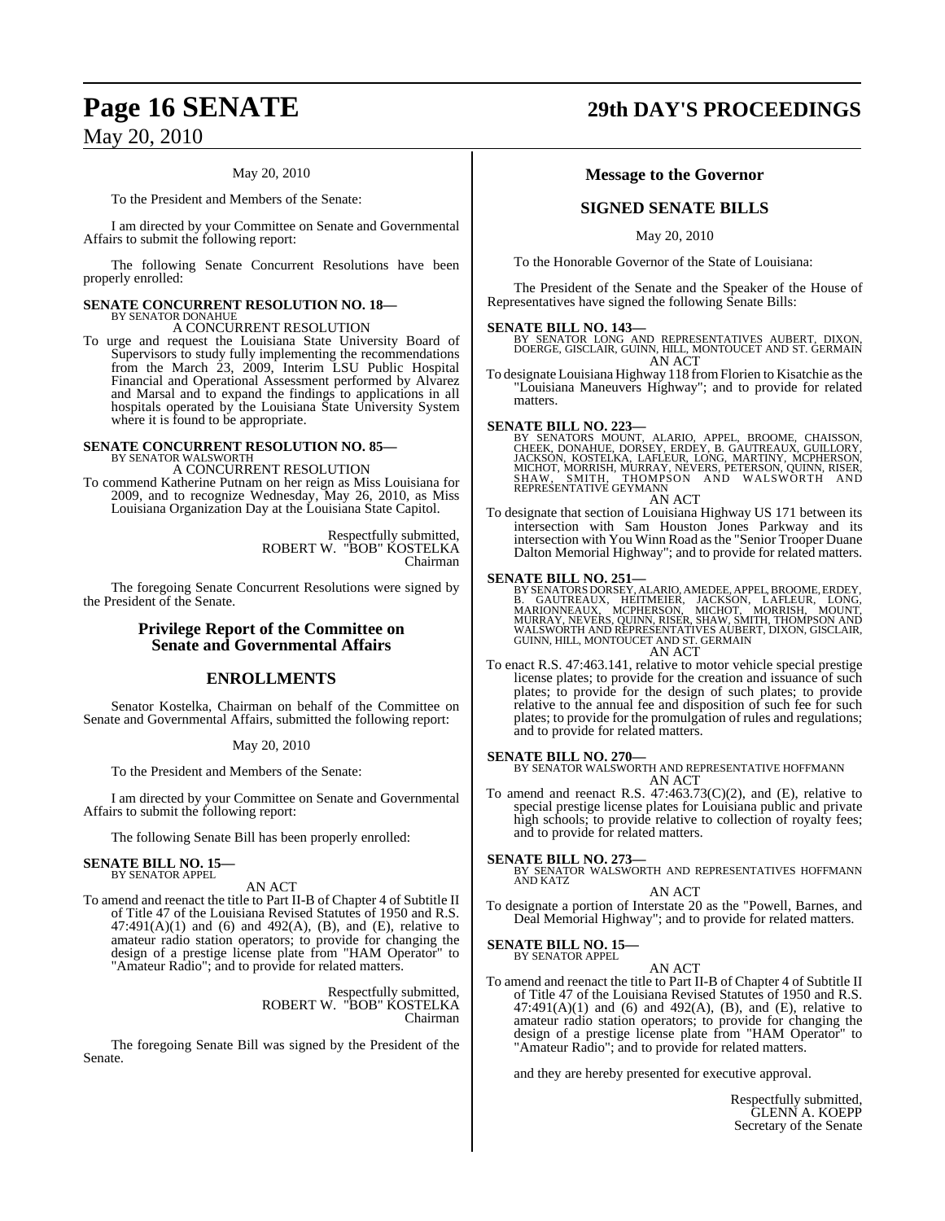May 20, 2010

To the President and Members of the Senate:

I am directed by your Committee on Senate and Governmental Affairs to submit the following report:

The following Senate Concurrent Resolutions have been properly enrolled:

**SENATE CONCURRENT RESOLUTION NO. 18—**
BY SENATOR DONAHUE
A CONCURRENT RESOLUTION

To urge and request the Louisiana State University Board of Supervisors to study fully implementing the recommendations from the March 23, 2009, Interim LSU Public Hospital Financial and Operational Assessment performed by Alvarez and Marsal and to expand the findings to applications in all hospitals operated by the Louisiana State University System where it is found to be appropriate.

**SENATE CONCURRENT RESOLUTION NO. 85—**
BY SENATOR WALSWORTH
A CONCURRENT RESOLUTION

To commend Katherine Putnam on her reign as Miss Louisiana for 2009, and to recognize Wednesday, May 26, 2010, as Miss Louisiana Organization Day at the Louisiana State Capitol.

Respectfully submitted,
ROBERT W. "BOB" KOSTELKA
Chairman

The foregoing Senate Concurrent Resolutions were signed by the President of the Senate.

## Privilege Report of the Committee on Senate and Governmental Affairs

## ENROLLMENTS

Senator Kostelka, Chairman on behalf of the Committee on Senate and Governmental Affairs, submitted the following report:

May 20, 2010

To the President and Members of the Senate:

I am directed by your Committee on Senate and Governmental Affairs to submit the following report:

The following Senate Bill has been properly enrolled:

**SENATE BILL NO. 15—**
BY SENATOR APPEL
AN ACT

To amend and reenact the title to Part II-B of Chapter 4 of Subtitle II of Title 47 of the Louisiana Revised Statutes of 1950 and R.S. 47:491(A)(1) and (6) and 492(A), (B), and (E), relative to amateur radio station operators; to provide for changing the design of a prestige license plate from "HAM Operator" to "Amateur Radio"; and to provide for related matters.

Respectfully submitted,
ROBERT W. "BOB" KOSTELKA
Chairman

The foregoing Senate Bill was signed by the President of the Senate.

## Message to the Governor

## SIGNED SENATE BILLS

May 20, 2010

To the Honorable Governor of the State of Louisiana:

The President of the Senate and the Speaker of the House of Representatives have signed the following Senate Bills:

**SENATE BILL NO. 143—**
BY SENATOR LONG AND REPRESENTATIVES AUBERT, DIXON, DOERGE, GISCLAIR, GUINN, HILL, MONTOUCET AND ST. GERMAIN
AN ACT

To designate Louisiana Highway 118 from Florien to Kisatchie as the "Louisiana Maneuvers Highway"; and to provide for related matters.

**SENATE BILL NO. 223—**
BY SENATORS MOUNT, ALARIO, APPEL, BROOME, CHAISSON, CHEEK, DONAHUE, DORSEY, ERDEY, B. GAUTREAUX, GUILLORY, JACKSON, KOSTELKA, LAFLEUR, LONG, MARTINY, MCPHERSON, MICHOT, MORRISH, MURRAY, NEVERS, PETERSON, QUINN, RISER, SHAW, SMITH, THOMPSON AND WALSWORTH AND REPRESENTATIVE GEYMANN
AN ACT

To designate that section of Louisiana Highway US 171 between its intersection with Sam Houston Jones Parkway and its intersection with You Winn Road as the "Senior Trooper Duane Dalton Memorial Highway"; and to provide for related matters.

**SENATE BILL NO. 251—**
BY SENATORS DORSEY, ALARIO, AMEDEE, APPEL, BROOME, ERDEY, B. GAUTREAUX, HEITMEIER, JACKSON, LAFLEUR, LONG, MARIONNEAUX, MCPHERSON, MICHOT, MORRISH, MOUNT, MURRAY, NEVERS, QUINN, RISER, SHAW, SMITH, THOMPSON AND WALSWORTH AND REPRESENTATIVES AUBERT, DIXON, GISCLAIR, GUINN, HILL, MONTOUCET AND ST. GERMAIN
AN ACT

To enact R.S. 47:463.141, relative to motor vehicle special prestige license plates; to provide for the creation and issuance of such plates; to provide for the design of such plates; to provide relative to the annual fee and disposition of such fee for such plates; to provide for the promulgation of rules and regulations; and to provide for related matters.

**SENATE BILL NO. 270—**
BY SENATOR WALSWORTH AND REPRESENTATIVE HOFFMANN
AN ACT

To amend and reenact R.S. 47:463.73(C)(2), and (E), relative to special prestige license plates for Louisiana public and private high schools; to provide relative to collection of royalty fees; and to provide for related matters.

**SENATE BILL NO. 273—**
BY SENATOR WALSWORTH AND REPRESENTATIVES HOFFMANN AND KATZ
AN ACT

To designate a portion of Interstate 20 as the "Powell, Barnes, and Deal Memorial Highway"; and to provide for related matters.

**SENATE BILL NO. 15—**
BY SENATOR APPEL
AN ACT

To amend and reenact the title to Part II-B of Chapter 4 of Subtitle II of Title 47 of the Louisiana Revised Statutes of 1950 and R.S. 47:491(A)(1) and (6) and 492(A), (B), and (E), relative to amateur radio station operators; to provide for changing the design of a prestige license plate from "HAM Operator" to "Amateur Radio"; and to provide for related matters.

and they are hereby presented for executive approval.

Respectfully submitted,
GLENN A. KOEPP
Secretary of the Senate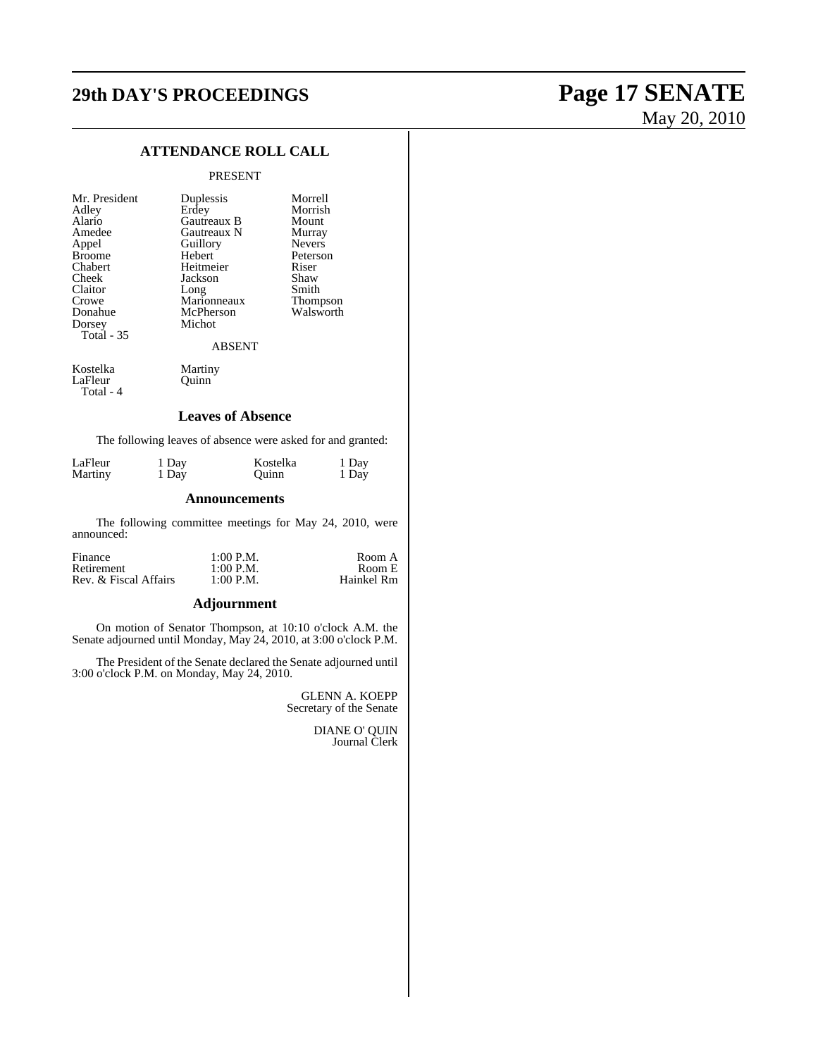## ATTENDANCE ROLL CALL

PRESENT

| | | |
|---|---|---|
| Mr. President | Duplessis | Morrell |
| Adley | Erdey | Morrish |
| Alario | Gautreaux B | Mount |
| Amedee | Gautreaux N | Murray |
| Appel | Guillory | Nevers |
| Broome | Hebert | Peterson |
| Chabert | Heitmeier | Riser |
| Cheek | Jackson | Shaw |
| Claitor | Long | Smith |
| Crowe | Marionneaux | Thompson |
| Donahue | McPherson | Walsworth |
| Dorsey | Michot | |

Total - 35

ABSENT

| | |
|---|---|
| Kostelka | Martiny |
| LaFleur | Quinn |

Total - 4

## Leaves of Absence

The following leaves of absence were asked for and granted:

| | | | |
|---|---|---|---|
| LaFleur | 1 Day | Kostelka | 1 Day |
| Martiny | 1 Day | Quinn | 1 Day |

## Announcements

The following committee meetings for May 24, 2010, were announced:

| | | |
|---|---|---|
| Finance | 1:00 P.M. | Room A |
| Retirement | 1:00 P.M. | Room E |
| Rev. & Fiscal Affairs | 1:00 P.M. | Hainkel Rm |

## Adjournment

On motion of Senator Thompson, at 10:10 o'clock A.M. the Senate adjourned until Monday, May 24, 2010, at 3:00 o'clock P.M.

The President of the Senate declared the Senate adjourned until 3:00 o'clock P.M. on Monday, May 24, 2010.

GLENN A. KOEPP
Secretary of the Senate

DIANE O' QUIN
Journal Clerk